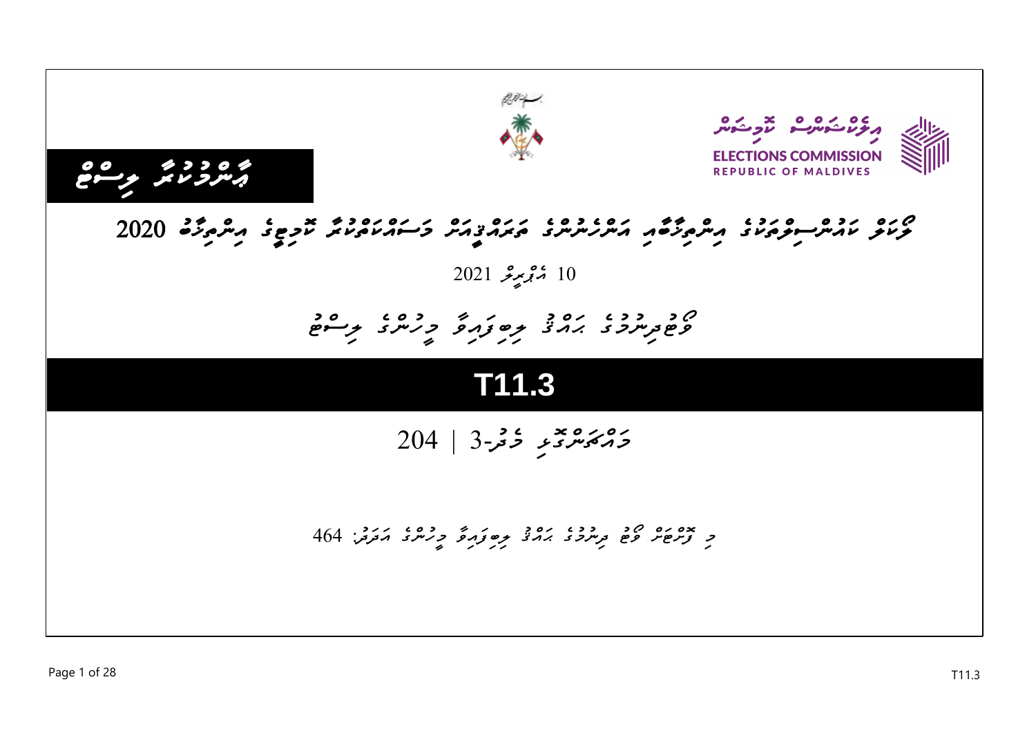ELECTIONS COMMISSION

REPUBLIC OF MALDIVES

އިލެކްޝަންސް ކޮމިޝަން

އަންނުވުނު ލިސްޓް

# ލޯކަލް ކައުންސިލްތަކުގެ އިންތިޚާބާއި އަންހެނުންގެ ތަރައްޤީއަށް މަސައްކަތްކުރާ ކޮމިޓީގެ އިންތިޚާބު 2020

10 އެޕްރީލް 2021

## ވޯޓުދިނުމުގެ ޙައްޤު ލިބިފައިވާ މީހުންގެ ލިސްޓު

# T11.3

## މައްޗަންގޮޅި ގުދަ-3 | 204

މި ފޮޓޯބަން ވޯޓު ދިނުމުގެ ޙައްޤު ލިބިފައިވާ މީހުންގެ އަދަދު: 464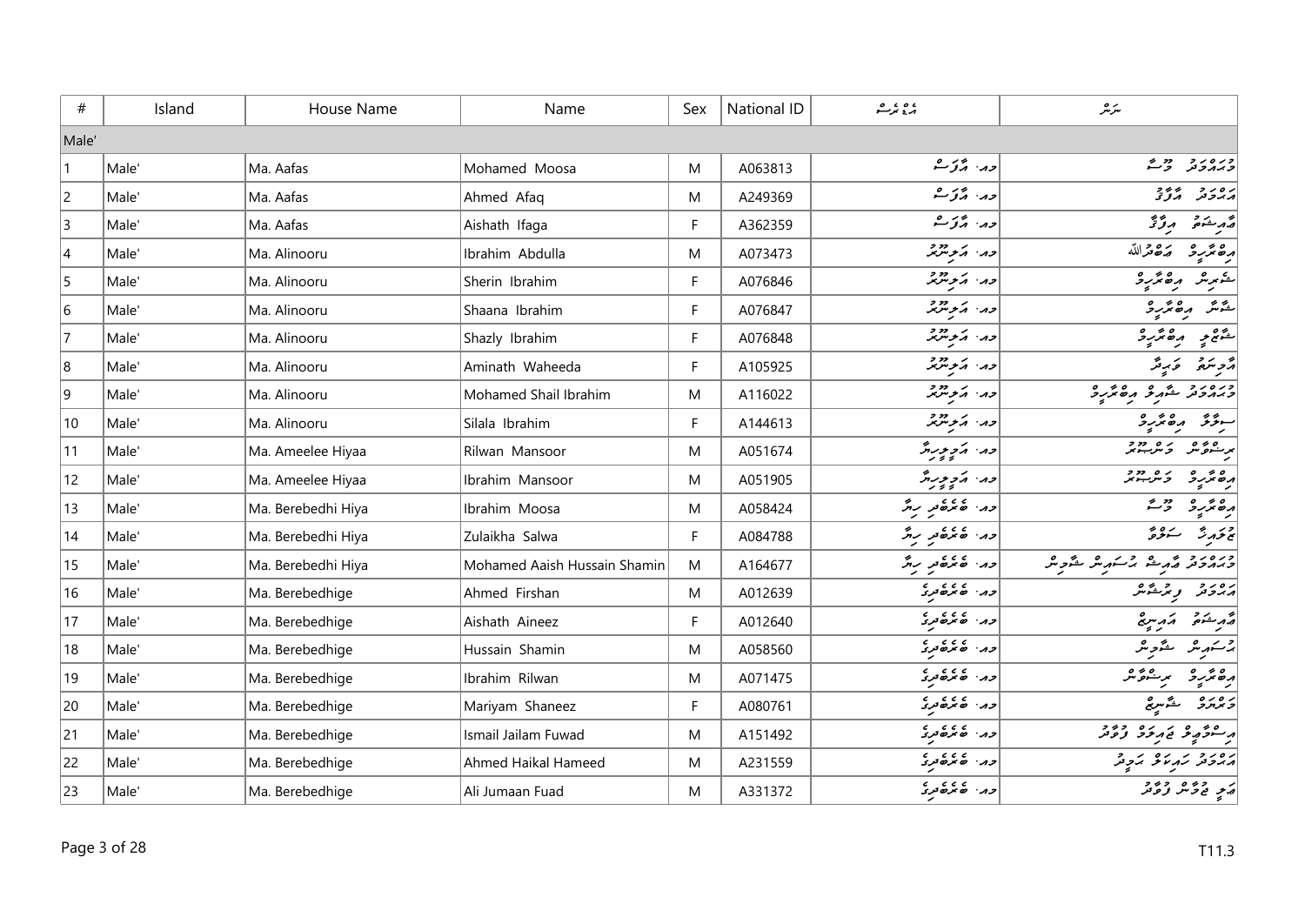| # | Island | House Name | Name | Sex | National ID | ގެއްގެ ނަން | ނަން |
|---|---|---|---|---|---|---|---|
| Male' | | | | | | | |
| 1 | Male' | Ma. Aafas | Mohamed Moosa | M | A063813 | މއ. އާފަސް | މުހައްމަދު މޫސާ |
| 2 | Male' | Ma. Aafas | Ahmed Afaq | M | A249369 | މއ. އާފަސް | އަހުމަދު އާފާޤު |
| 3 | Male' | Ma. Aafas | Aishath Ifaga | F | A362359 | މއ. އާފަސް | އާއިޝަތު އިފާގާ |
| 4 | Male' | Ma. Alinooru | Ibrahim Abdulla | M | A073473 | މއ. އަލިނޫރު | އިބްރާހީމް އަބްދުﷲ |
| 5 | Male' | Ma. Alinooru | Sherin Ibrahim | F | A076846 | މއ. އަލިނޫރު | ޝެރިން އިބްރާހީމް |
| 6 | Male' | Ma. Alinooru | Shaana Ibrahim | F | A076847 | މއ. އަލިނޫރު | ޝާނާ އިބްރާހީމް |
| 7 | Male' | Ma. Alinooru | Shazly Ibrahim | F | A076848 | މއ. އަލިނޫރު | ޝާޒްލީ އިބްރާހީމް |
| 8 | Male' | Ma. Alinooru | Aminath Waheeda | F | A105925 | މއ. އަލިނޫރު | އާމިނަތު ވަހީދާ |
| 9 | Male' | Ma. Alinooru | Mohamed Shail Ibrahim | M | A116022 | މއ. އަލިނޫރު | މުހައްމަދު ޝާއިލް އިބްރާހީމް |
| 10 | Male' | Ma. Alinooru | Silala Ibrahim | F | A144613 | މއ. އަލިނޫރު | ސިލާލާ އިބްރާހީމް |
| 11 | Male' | Ma. Ameelee Hiyaa | Rilwan Mansoor | M | A051674 | މއ. އަމީލީހިޔާ | ރިލްވާން މަންސޫރު |
| 12 | Male' | Ma. Ameelee Hiyaa | Ibrahim Mansoor | M | A051905 | މއ. އަމީލީހިޔާ | އިބްރާހީމް މަންސޫރު |
| 13 | Male' | Ma. Berebedhi Hiya | Ibrahim Moosa | M | A058424 | މއ. ބެރެބެދި ހިޔާ | އިބްރާހީމް މޫސާ |
| 14 | Male' | Ma. Berebedhi Hiya | Zulaikha Salwa | F | A084788 | މއ. ބެރެބެދި ހިޔާ | ޒުލައިޚާ ސަލްވާ |
| 15 | Male' | Ma. Berebedhi Hiya | Mohamed Aaish Hussain Shamin | M | A164677 | މއ. ބެރެބެދި ހިޔާ | މުހައްމަދު އާއިޝް ހުސައިން ޝާމިން |
| 16 | Male' | Ma. Berebedhige | Ahmed Firshan | M | A012639 | މއ. ބެރެބެދިގެ | އަހުމަދު ފިރުޝާން |
| 17 | Male' | Ma. Berebedhige | Aishath Aineez | F | A012640 | މއ. ބެރެބެދިގެ | އާއިޝަތު އައިނީޒް |
| 18 | Male' | Ma. Berebedhige | Hussain Shamin | M | A058560 | މއ. ބެރެބެދިގެ | ހުސައިން ޝާމިން |
| 19 | Male' | Ma. Berebedhige | Ibrahim Rilwan | M | A071475 | މއ. ބެރެބެދިގެ | އިބްރާހީމް ރިލްވާން |
| 20 | Male' | Ma. Berebedhige | Mariyam Shaneez | F | A080761 | މއ. ބެރެބެދިގެ | މަރިޔަމް ޝާނީޒް |
| 21 | Male' | Ma. Berebedhige | Ismail Jailam Fuwad | M | A151492 | މއ. ބެރެބެދިގެ | އިސްމާއިލް ޖައިލަމް ފުވާދު |
| 22 | Male' | Ma. Berebedhige | Ahmed Haikal Hameed | M | A231559 | މއ. ބެރެބެދިގެ | އަހުމަދު ހައިކަލް ހަމީދު |
| 23 | Male' | Ma. Berebedhige | Ali Jumaan Fuad | M | A331372 | މއ. ބެރެބެދިގެ | އަލި ޖުމާން ފުއާދު |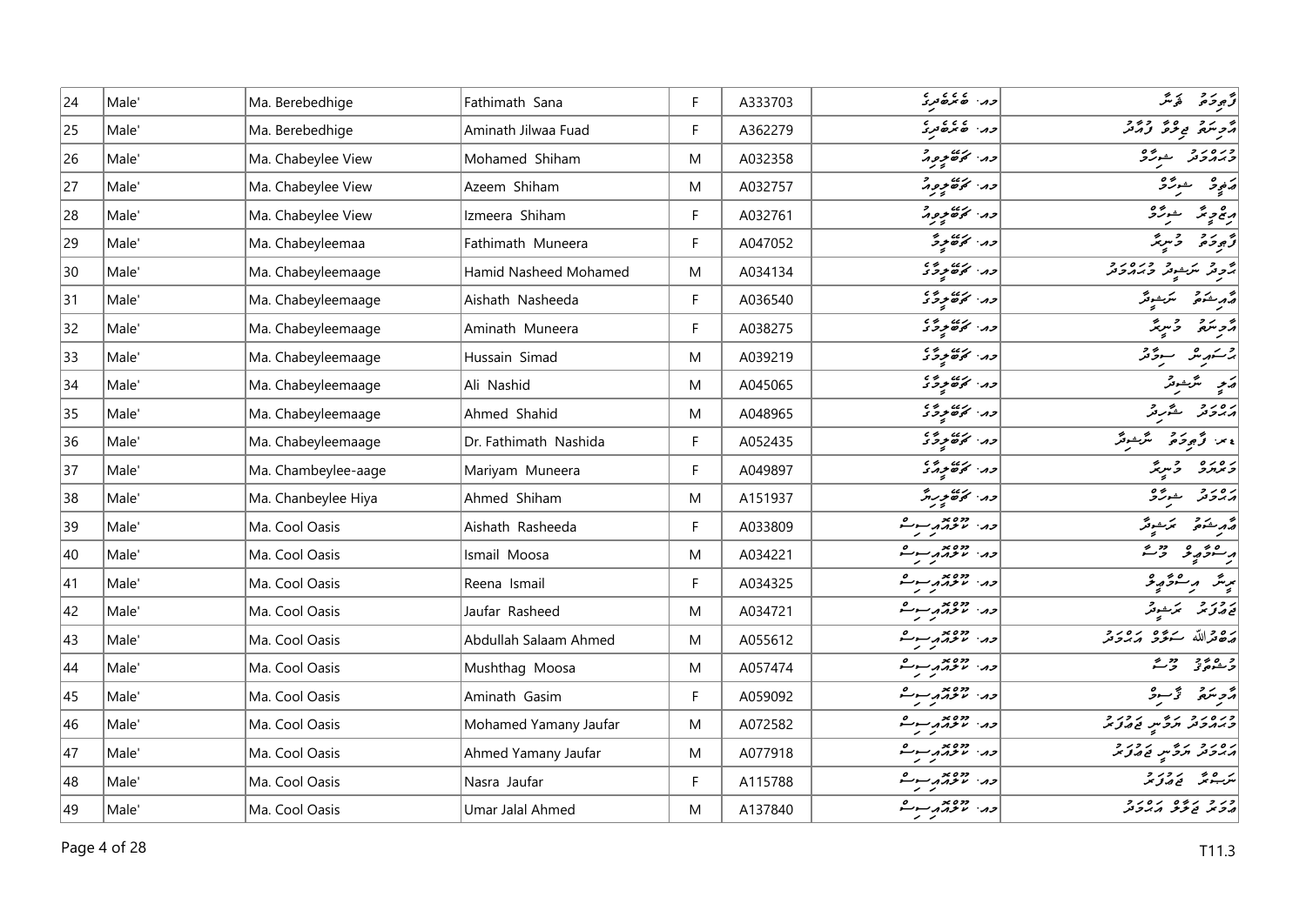| 24 | Male' | Ma. Berebedhige | Fathimath Sana | F | A333703 | މއ. ބެރެބެދިގެ | ފާތިމަތު ސަނާ |
|---|---|---|---|---|---|---|---|
| 25 | Male' | Ma. Berebedhige | Aminath Jilwaa Fuad | F | A362279 | މއ. ބެރެބެދިގެ | އާމިނަތު ޖިލްވާ ފުއާދު |
| 26 | Male' | Ma. Chabeylee View | Mohamed Shiham | M | A032358 | މއ. ޗަބޭލީވިއު | މުޙައްމަދު ޝިހާމް |
| 27 | Male' | Ma. Chabeylee View | Azeem Shiham | M | A032757 | މއ. ޗަބޭލީވިއު | އަޒީމް ޝިހާމް |
| 28 | Male' | Ma. Chabeylee View | Izmeera Shiham | F | A032761 | މއ. ޗަބޭލީވިއު | އިޒްމީރާ ޝިހާމް |
| 29 | Male' | Ma. Chabeyleemaa | Fathimath Muneera | F | A047052 | މއ. ޗަބޭލީމާ | ފާތިމަތު މުނީރާ |
| 30 | Male' | Ma. Chabeyleemaage | Hamid Nasheed Mohamed | M | A034134 | މއ. ޗަބޭލީމާގެ | ހާމިދު ނަޝީދު މުޙައްމަދު |
| 31 | Male' | Ma. Chabeyleemaage | Aishath Nasheeda | F | A036540 | މއ. ޗަބޭލީމާގެ | އާއިޝަތު ނަޝީދާ |
| 32 | Male' | Ma. Chabeyleemaage | Aminath Muneera | F | A038275 | މއ. ޗަބޭލީމާގެ | އާމިނަތު މުނީރާ |
| 33 | Male' | Ma. Chabeyleemaage | Hussain Simad | M | A039219 | މއ. ޗަބޭލީމާގެ | ހުސައިން ސިމާދު |
| 34 | Male' | Ma. Chabeyleemaage | Ali Nashid | M | A045065 | މއ. ޗަބޭލީމާގެ | އަލި ނާޝިދު |
| 35 | Male' | Ma. Chabeyleemaage | Ahmed Shahid | M | A048965 | މއ. ޗަބޭލީމާގެ | އަޙްމަދު ޝާހިދު |
| 36 | Male' | Ma. Chabeyleemaage | Dr. Fathimath Nashida | F | A052435 | މއ. ޗަބޭލީމާގެ | ޑރ. ފާތިމަތު ނާޝިދާ |
| 37 | Male' | Ma. Chambeylee-aage | Mariyam Muneera | F | A049897 | މއ. ޗަބޭލީއާގެ | މަރިޔަމް މުނީރާ |
| 38 | Male' | Ma. Chanbeylee Hiya | Ahmed Shiham | M | A151937 | މއ. ޗަބޭލީހިޔާ | އަޙްމަދު ޝިހާމް |
| 39 | Male' | Ma. Cool Oasis | Aishath Rasheeda | F | A033809 | މއ. ކޫލްއޯސިސް | އާއިޝަތު ރަޝީދާ |
| 40 | Male' | Ma. Cool Oasis | Ismail Moosa | M | A034221 | މއ. ކޫލްއޯސިސް | އިސްމާއިލް މޫސާ |
| 41 | Male' | Ma. Cool Oasis | Reena Ismail | F | A034325 | މއ. ކޫލްއޯސިސް | ރީނާ އިސްމާއިލް |
| 42 | Male' | Ma. Cool Oasis | Jaufar Rasheed | M | A034721 | މއ. ކޫލްއޯސިސް | ޖައުފަރު ރަޝީދު |
| 43 | Male' | Ma. Cool Oasis | Abdullah Salaam Ahmed | M | A055612 | މއ. ކޫލްއޯސިސް | އަބްދުﷲ ސަލާމް އަޙްމަދު |
| 44 | Male' | Ma. Cool Oasis | Mushthag Moosa | M | A057474 | މއ. ކޫލްއޯސިސް | މުޝްތާޤު މޫސާ |
| 45 | Male' | Ma. Cool Oasis | Aminath Gasim | F | A059092 | މއ. ކޫލްއޯސިސް | އާމިނަތު ގާސިމް |
| 46 | Male' | Ma. Cool Oasis | Mohamed Yamany Jaufar | M | A072582 | މއ. ކޫލްއޯސިސް | މުޙައްމަދު ޔަމާނީ ޖައުފަރު |
| 47 | Male' | Ma. Cool Oasis | Ahmed Yamany Jaufar | M | A077918 | މއ. ކޫލްއޯސިސް | އަޙްމަދު ޔަމާނީ ޖައުފަރު |
| 48 | Male' | Ma. Cool Oasis | Nasra Jaufar | F | A115788 | މއ. ކޫލްއޯސިސް | ނަސްރާ ޖައުފަރު |
| 49 | Male' | Ma. Cool Oasis | Umar Jalal Ahmed | M | A137840 | މއ. ކޫލްއޯސިސް | އުމަރު ޖަލާލް އަޙްމަދު |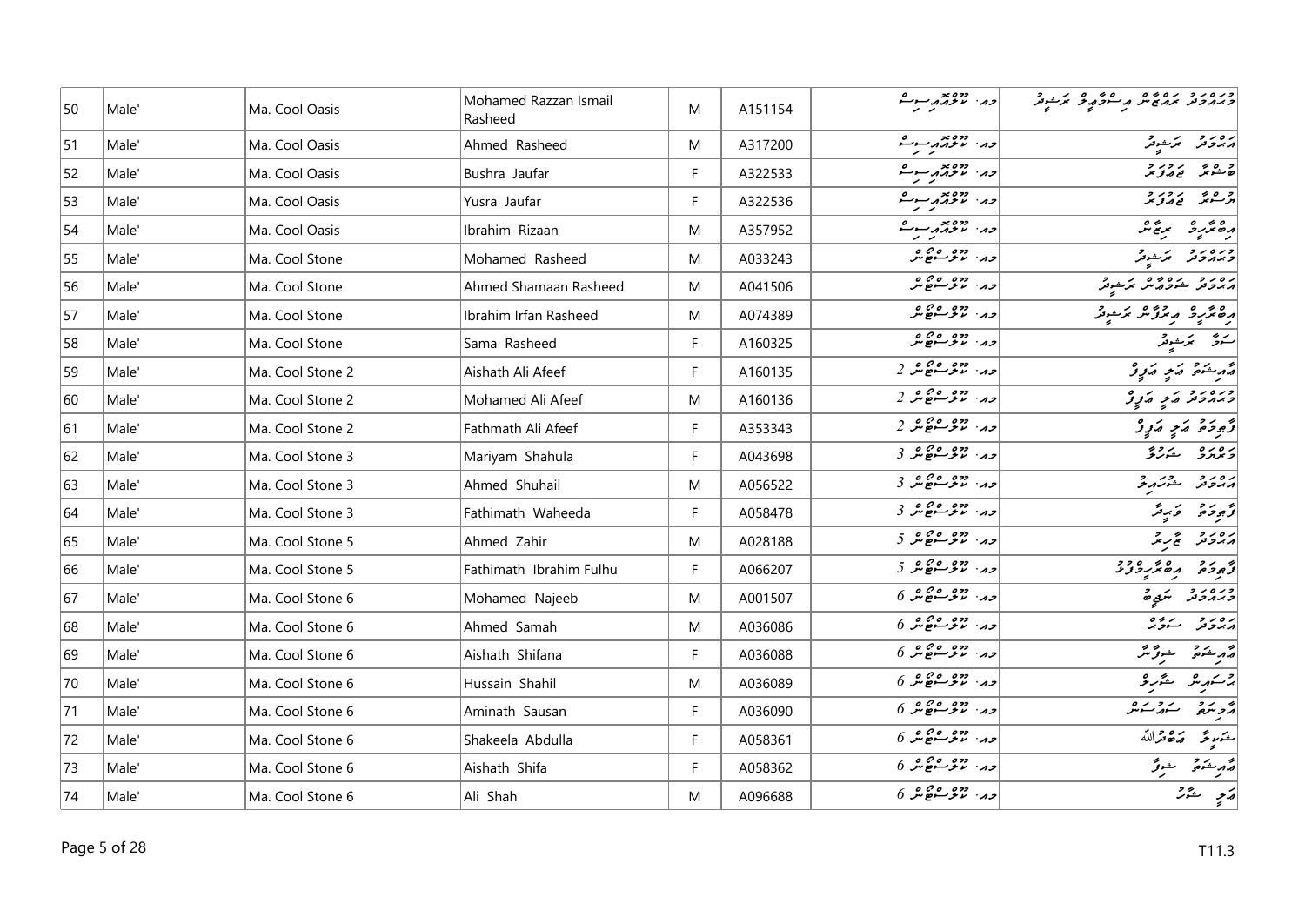| 50 | Male' | Ma. Cool Oasis | Mohamed Razzan Ismail Rasheed | M | A151154 | މއ. ކޫލްއޯސިސް | މުހައްމަދު ރައްޒާން އިސްމާއިލް ރަޝީދު |
|---|---|---|---|---|---|---|---|
| 51 | Male' | Ma. Cool Oasis | Ahmed Rasheed | M | A317200 | މއ. ކޫލްއޯސިސް | އަހްމަދު ރަޝީދު |
| 52 | Male' | Ma. Cool Oasis | Bushra Jaufar | F | A322533 | މއ. ކޫލްއޯސިސް | ބުޝްރާ ޖައުފަރު |
| 53 | Male' | Ma. Cool Oasis | Yusra Jaufar | F | A322536 | މއ. ކޫލްއޯސިސް | ޔުސްރާ ޖައުފަރު |
| 54 | Male' | Ma. Cool Oasis | Ibrahim Rizaan | M | A357952 | މއ. ކޫލްއޯސިސް | އިބްރާހީމް ރިޒާން |
| 55 | Male' | Ma. Cool Stone | Mohamed Rasheed | M | A033243 | މއ. ކޫލްސްޓޯން | މުހައްމަދު ރަޝީދު |
| 56 | Male' | Ma. Cool Stone | Ahmed Shamaan Rasheed | M | A041506 | މއ. ކޫލްސްޓޯން | އަހްމަދު ޝަމްއާން ރަޝީދު |
| 57 | Male' | Ma. Cool Stone | Ibrahim Irfan Rasheed | M | A074389 | މއ. ކޫލްސްޓޯން | އިބްރާހީމް އިރުފާން ރަޝީދު |
| 58 | Male' | Ma. Cool Stone | Sama Rasheed | F | A160325 | މއ. ކޫލްސްޓޯން | ސަމާ ރަޝީދު |
| 59 | Male' | Ma. Cool Stone 2 | Aishath Ali Afeef | F | A160135 | މއ. ކޫލްސްޓޯން 2 | އާއިޝަތު އަލީ އަފީފު |
| 60 | Male' | Ma. Cool Stone 2 | Mohamed Ali Afeef | M | A160136 | މއ. ކޫލްސްޓޯން 2 | މުހައްމަދު އަލީ އަފީފު |
| 61 | Male' | Ma. Cool Stone 2 | Fathmath Ali Afeef | F | A353343 | މއ. ކޫލްސްޓޯން 2 | ފާތިމަތު އަލީ އަފީފު |
| 62 | Male' | Ma. Cool Stone 3 | Mariyam Shahula | F | A043698 | މއ. ކޫލްސްޓޯން 3 | މަރިޔަމް ޝަހުލާ |
| 63 | Male' | Ma. Cool Stone 3 | Ahmed Shuhail | M | A056522 | މއ. ކޫލްސްޓޯން 3 | އަހްމަދު ޝުހައިލް |
| 64 | Male' | Ma. Cool Stone 3 | Fathimath Waheeda | F | A058478 | މއ. ކޫލްސްޓޯން 3 | ފާތިމަތު ވަހީދާ |
| 65 | Male' | Ma. Cool Stone 5 | Ahmed Zahir | M | A028188 | މއ. ކޫލްސްޓޯން 5 | އަހްމަދު ޒާހިރު |
| 66 | Male' | Ma. Cool Stone 5 | Fathimath Ibrahim Fulhu | F | A066207 | މއ. ކޫލްސްޓޯން 5 | ފާތިމަތު އިބްރާހިމްފުޅު |
| 67 | Male' | Ma. Cool Stone 6 | Mohamed Najeeb | M | A001507 | މއ. ކޫލްސްޓޯން 6 | މުހައްމަދު ނަޖީބު |
| 68 | Male' | Ma. Cool Stone 6 | Ahmed Samah | M | A036086 | މއ. ކޫލްސްޓޯން 6 | އަހްމަދު ސަމާހު |
| 69 | Male' | Ma. Cool Stone 6 | Aishath Shifana | F | A036088 | މއ. ކޫލްސްޓޯން 6 | އާއިޝަތު ޝިފާނާ |
| 70 | Male' | Ma. Cool Stone 6 | Hussain Shahil | M | A036089 | މއ. ކޫލްސްޓޯން 6 | ހުސައިން ޝާހިލް |
| 71 | Male' | Ma. Cool Stone 6 | Aminath Sausan | F | A036090 | މއ. ކޫލްސްޓޯން 6 | އާމިނަތު ސައުސަން |
| 72 | Male' | Ma. Cool Stone 6 | Shakeela Abdulla | F | A058361 | މއ. ކޫލްސްޓޯން 6 | ޝަކީލާ އަބްދުﷲ |
| 73 | Male' | Ma. Cool Stone 6 | Aishath Shifa | F | A058362 | މއ. ކޫލްސްޓޯން 6 | އާއިޝަތު ޝިފާ |
| 74 | Male' | Ma. Cool Stone 6 | Ali Shah | M | A096688 | މއ. ކޫލްސްޓޯން 6 | އަލީ ޝާހު |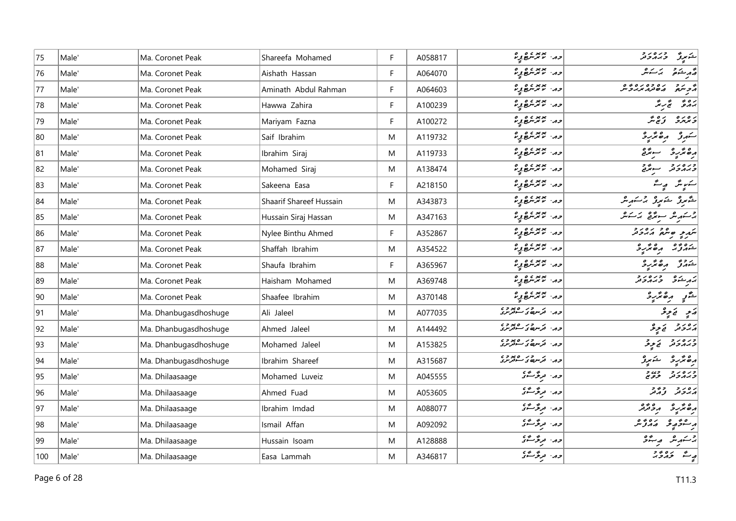| 75 | Male' | Ma. Coronet Peak | Shareefa Mohamed | F | A058817 | މއ. ކޮރޮނެޓްޕީކް | ޝަރީފާ މުޙައްމަދު |
|---|---|---|---|---|---|---|---|
| 76 | Male' | Ma. Coronet Peak | Aishath Hassan | F | A064070 | މއ. ކޮރޮނެޓްޕީކް | އައިޝަތު ހަސަން |
| 77 | Male' | Ma. Coronet Peak | Aminath Abdul Rahman | F | A064603 | މއ. ކޮރޮނެޓްޕީކް | އާމިނަތު އަބްދުއްރަޙްމާން |
| 78 | Male' | Ma. Coronet Peak | Hawwa Zahira | F | A100239 | މއ. ކޮރޮނެޓްޕީކް | ހައްވާ ޒާހިރާ |
| 79 | Male' | Ma. Coronet Peak | Mariyam Fazna | F | A100272 | މއ. ކޮރޮނެޓްޕީކް | މަރިޔަމް ފަޒްނާ |
| 80 | Male' | Ma. Coronet Peak | Saif Ibrahim | M | A119732 | މއ. ކޮރޮނެޓްޕީކް | ސައިފު އިބްރާހީމް |
| 81 | Male' | Ma. Coronet Peak | Ibrahim Siraj | M | A119733 | މއ. ކޮރޮނެޓްޕީކް | އިބްރާހީމް ސިރާޖް |
| 82 | Male' | Ma. Coronet Peak | Mohamed Siraj | M | A138474 | މއ. ކޮރޮނެޓްޕީކް | މުޙައްމަދު ސިރާޖް |
| 83 | Male' | Ma. Coronet Peak | Sakeena Easa | F | A218150 | މއ. ކޮރޮނެޓްޕީކް | ސަކީނާ އީސާ |
| 84 | Male' | Ma. Coronet Peak | Shaarif Shareef Hussain | M | A343873 | މއ. ކޮރޮނެޓްޕީކް | ޝާރިފް ޝަރީފް ހުސައިން |
| 85 | Male' | Ma. Coronet Peak | Hussain Siraj Hassan | M | A347163 | މއ. ކޮރޮނެޓްޕީކް | ހުސައިން ސިރާޖް ހަސަން |
| 86 | Male' | Ma. Coronet Peak | Nylee Binthu Ahmed | F | A352867 | މއ. ކޮރޮނެޓްޕީކް | ނައިލީ ބިންތު އަޙްމަދު |
| 87 | Male' | Ma. Coronet Peak | Shaffah Ibrahim | M | A354522 | މއ. ކޮރޮނެޓްޕީކް | ޝައްފާހް އިބްރާހީމް |
| 88 | Male' | Ma. Coronet Peak | Shaufa Ibrahim | F | A365967 | މއ. ކޮރޮނެޓްޕީކް | ޝައުފާ އިބްރާހީމް |
| 89 | Male' | Ma. Coronet Peak | Haisham Mohamed | M | A369748 | މއ. ކޮރޮނެޓްޕީކް | ހައިޝަމް މުޙައްމަދު |
| 90 | Male' | Ma. Coronet Peak | Shaafee Ibrahim | M | A370148 | މއ. ކޮރޮނެޓްޕީކް | ޝާފީ އިބްރާހީމް |
| 91 | Male' | Ma. Dhanbugasdhoshuge | Ali Jaleel | M | A077035 | މއ. ދަންބުގަސްދޮށުގެ | އަލީ ޖަލީލް |
| 92 | Male' | Ma. Dhanbugasdhoshuge | Ahmed Jaleel | M | A144492 | މއ. ދަންބުގަސްދޮށުގެ | އަޙްމަދު ޖަލީލް |
| 93 | Male' | Ma. Dhanbugasdhoshuge | Mohamed Jaleel | M | A153825 | މއ. ދަންބުގަސްދޮށުގެ | މުޙައްމަދު ޖަލީލް |
| 94 | Male' | Ma. Dhanbugasdhoshuge | Ibrahim Shareef | M | A315687 | މއ. ދަންބުގަސްދޮށުގެ | އިބްރާހީމް ޝަރީފް |
| 95 | Male' | Ma. Dhilaasaage | Mohamed Luveiz | M | A045555 | މއ. ދިލާސާގެ | މުޙައްމަދު ލުވެއިޒް |
| 96 | Male' | Ma. Dhilaasaage | Ahmed Fuad | M | A053605 | މއ. ދިލާސާގެ | އަޙްމަދު ފުއާދު |
| 97 | Male' | Ma. Dhilaasaage | Ibrahim Imdad | M | A088077 | މއ. ދިލާސާގެ | އިބްރާހީމް އިމްދާދު |
| 98 | Male' | Ma. Dhilaasaage | Ismail Affan | M | A092092 | މއ. ދިލާސާގެ | އިސްމާއީލް އައްފާން |
| 99 | Male' | Ma. Dhilaasaage | Hussain Isoam | M | A128888 | މއ. ދިލާސާގެ | ހުސައިން އިސްޢާމް |
| 100 | Male' | Ma. Dhilaasaage | Easa Lammah | M | A346817 | މއ. ދިލާސާގެ | އީސާ ލައްމާހް |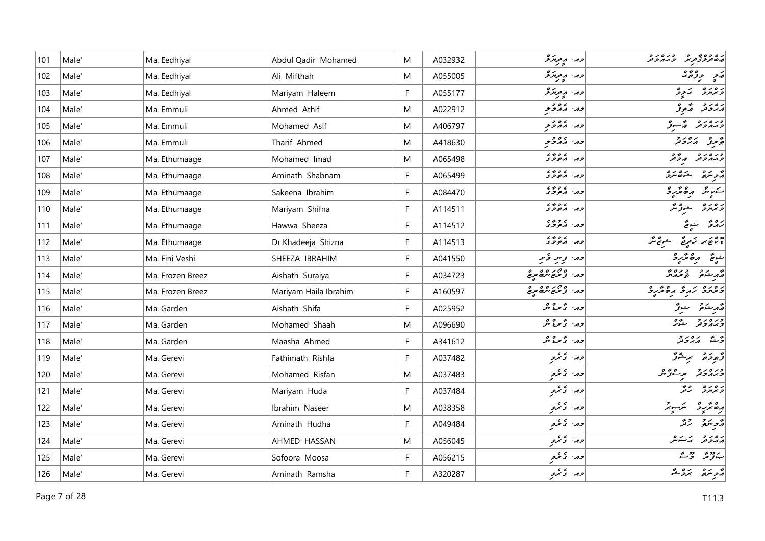| 101 | Male' | Ma. Eedhiyal | Abdul Qadir Mohamed | M | A032932 | މއ. އީދިޔަލް | އަބްދުލްޤާދިރު މުޙައްމަދު |
|---|---|---|---|---|---|---|---|
| 102 | Male' | Ma. Eedhiyal | Ali Mifthah | M | A055005 | މއ. އީދިޔަލް | އަލީ މިފްތާޙް |
| 103 | Male' | Ma. Eedhiyal | Mariyam Haleem | F | A055177 | މއ. އީދިޔަލް | މަރިޔަމް ހަލީމް |
| 104 | Male' | Ma. Emmuli | Ahmed Athif | M | A022912 | މއ. އެއްމުލި | އަޙްމަދު އާތިފް |
| 105 | Male' | Ma. Emmuli | Mohamed Asif | M | A406797 | މއ. އެއްމުލި | މުޙައްމަދު އާސިފް |
| 106 | Male' | Ma. Emmuli | Tharif Ahmed | M | A418630 | މއ. އެއްމުލި | ތާރިފް އަޙްމަދު |
| 107 | Male' | Ma. Ethumaage | Mohamed Imad | M | A065498 | މއ. އެތުމާގެ | މުޙައްމަދު އިމާދު |
| 108 | Male' | Ma. Ethumaage | Aminath Shabnam | F | A065499 | މއ. އެތުމާގެ | އާމިނަތު ޝަބްނަމް |
| 109 | Male' | Ma. Ethumaage | Sakeena Ibrahim | F | A084470 | މއ. އެތުމާގެ | ސަކީނާ އިބްރާހިމް |
| 110 | Male' | Ma. Ethumaage | Mariyam Shifna | F | A114511 | މއ. އެތުމާގެ | މަރިޔަމް ޝިފްނާ |
| 111 | Male' | Ma. Ethumaage | Hawwa Sheeza | F | A114512 | މއ. އެތުމާގެ | ހައްވާ ޝީޒާ |
| 112 | Male' | Ma. Ethumaage | Dr Khadeeja Shizna | F | A114513 | މއ. އެތުމާގެ | ޑރ ޚަދީޖާ ޝިޒްނާ |
| 113 | Male' | Ma. Fini Veshi | SHEEZA IBRAHIM | F | A041550 | މއ. ފިނި ވެށި | ޝީޒާ އިބްރާހިމް |
| 114 | Male' | Ma. Frozen Breez | Aishath Suraiya | F | A034723 | މއ. ފްރޯޒަން ބްރީޒް | އާއިޝަތު ޘުރައްޔާ |
| 115 | Male' | Ma. Frozen Breez | Mariyam Haila Ibrahim | F | A160597 | މއ. ފްރޯޒަން ބްރީޒް | މަރިޔަމް ހައިލާ އިބްރާހިމް |
| 116 | Male' | Ma. Garden | Aishath Shifa | F | A025952 | މއ. ގާރޑަން | އާއިޝަތު ޝިފާ |
| 117 | Male' | Ma. Garden | Mohamed Shaah | M | A096690 | މއ. ގާރޑަން | މުޙައްމަދު ޝާހް |
| 118 | Male' | Ma. Garden | Maasha Ahmed | F | A341612 | މއ. ގާރޑަން | މާޝާ އަޙްމަދު |
| 119 | Male' | Ma. Gerevi | Fathimath Rishfa | F | A037482 | މއ. ގެރެވި | ފާތިމަތު ރިޝްފާ |
| 120 | Male' | Ma. Gerevi | Mohamed Risfan | M | A037483 | މއ. ގެރެވި | މުޙައްމަދު ރިސްފާން |
| 121 | Male' | Ma. Gerevi | Mariyam Huda | F | A037484 | މއ. ގެރެވި | މަރިޔަމް ހުދާ |
| 122 | Male' | Ma. Gerevi | Ibrahim Naseer | M | A038358 | މއ. ގެރެވި | އިބްރާހިމް ނަސީރު |
| 123 | Male' | Ma. Gerevi | Aminath Hudha | F | A049484 | މއ. ގެރެވި | އާމިނަތު ހުދާ |
| 124 | Male' | Ma. Gerevi | AHMED HASSAN | M | A056045 | މއ. ގެރެވި | އަޙްމަދު ޙަސަން |
| 125 | Male' | Ma. Gerevi | Sofoora Moosa | F | A056215 | މއ. ގެރެވި | ޞަފޫރާ މޫސާ |
| 126 | Male' | Ma. Gerevi | Aminath Ramsha | F | A320287 | މއ. ގެރެވި | އާމިނަތު ރަމްޝާ |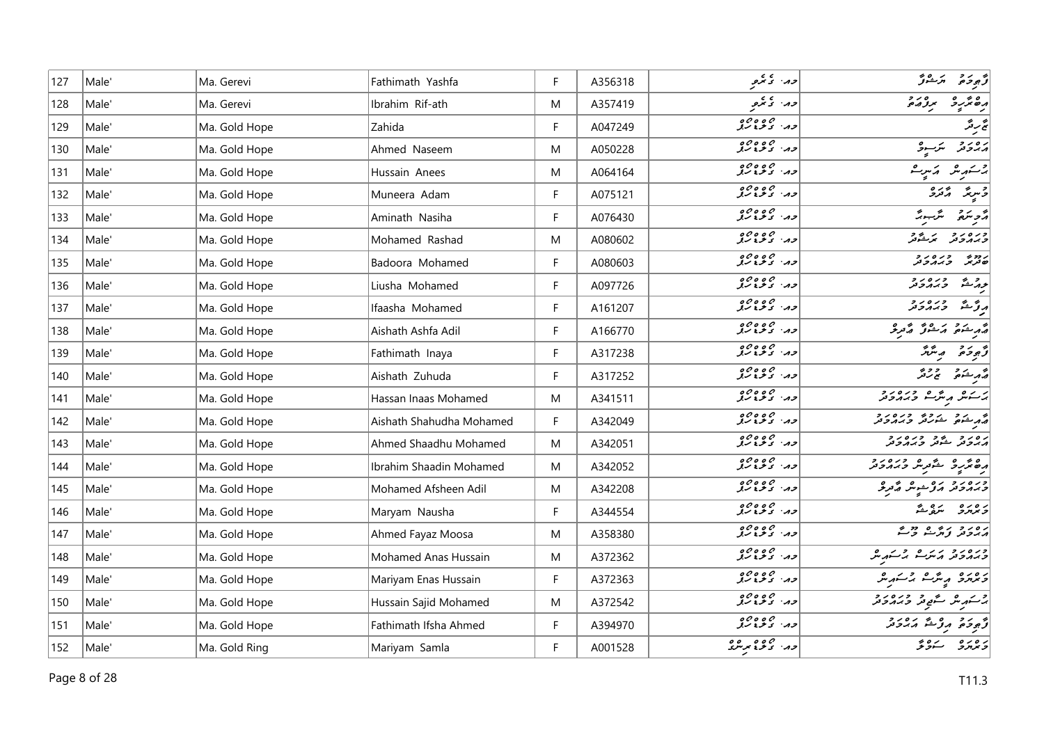| 127 | Male' | Ma. Gerevi | Fathimath Yashfa | F | A356318 | މއ. ގެރެވި | ފާތިމަތު ޔަޝްފާ |
|---|---|---|---|---|---|---|---|
| 128 | Male' | Ma. Gerevi | Ibrahim Rif-ath | M | A357419 | މއ. ގެރެވި | އިބްރާހީމް ރިފްއަތު |
| 129 | Male' | Ma. Gold Hope | Zahida | F | A047249 | މއ. ގޯލްޑްހޯޕް | ޒާހިދާ |
| 130 | Male' | Ma. Gold Hope | Ahmed Naseem | M | A050228 | މއ. ގޯލްޑްހޯޕް | އަޙްމަދު ނަސީމް |
| 131 | Male' | Ma. Gold Hope | Hussain Anees | M | A064164 | މއ. ގޯލްޑްހޯޕް | ހުސައިން އަނީސް |
| 132 | Male' | Ma. Gold Hope | Muneera Adam | F | A075121 | މއ. ގޯލްޑްހޯޕް | މުނީރާ އާދަމް |
| 133 | Male' | Ma. Gold Hope | Aminath Nasiha | F | A076430 | މއ. ގޯލްޑްހޯޕް | އާމިނަތު ނާސިހާ |
| 134 | Male' | Ma. Gold Hope | Mohamed Rashad | M | A080602 | މއ. ގޯލްޑްހޯޕް | މުޙައްމަދު ރަޝާދު |
| 135 | Male' | Ma. Gold Hope | Badoora Mohamed | F | A080603 | މއ. ގޯލްޑްހޯޕް | ބަދޫރާ މުޙައްމަދު |
| 136 | Male' | Ma. Gold Hope | Liusha Mohamed | F | A097726 | މއ. ގޯލްޑްހޯޕް | ލިއުޝާ މުޙައްމަދު |
| 137 | Male' | Ma. Gold Hope | Ifaasha Mohamed | F | A161207 | މއ. ގޯލްޑްހޯޕް | އިފާޝާ މުޙައްމަދު |
| 138 | Male' | Ma. Gold Hope | Aishath Ashfa Adil | F | A166770 | މއ. ގޯލްޑްހޯޕް | އާއިޝަތު އަޝްފާ އާދިލް |
| 139 | Male' | Ma. Gold Hope | Fathimath Inaya | F | A317238 | މއ. ގޯލްޑްހޯޕް | ފާތިމަތު އިނާޔާ |
| 140 | Male' | Ma. Gold Hope | Aishath Zuhuda | F | A317252 | މއ. ގޯލްޑްހޯޕް | އާއިޝަތު ޒުހުދާ |
| 141 | Male' | Ma. Gold Hope | Hassan Inaas Mohamed | M | A341511 | މއ. ގޯލްޑްހޯޕް | ހަސަން އިނާސް މުޙައްމަދު |
| 142 | Male' | Ma. Gold Hope | Aishath Shahudha Mohamed | F | A342049 | މއ. ގޯލްޑްހޯޕް | އާއިޝަތު ޝަހުދާ މުޙައްމަދު |
| 143 | Male' | Ma. Gold Hope | Ahmed Shaadhu Mohamed | M | A342051 | މއ. ގޯލްޑްހޯޕް | އަޙްމަދު ޝާދު މުޙައްމަދު |
| 144 | Male' | Ma. Gold Hope | Ibrahim Shaadin Mohamed | M | A342052 | މއ. ގޯލްޑްހޯޕް | އިބްރާހީމް ޝާދިން މުޙައްމަދު |
| 145 | Male' | Ma. Gold Hope | Mohamed Afsheen Adil | M | A342208 | މއ. ގޯލްޑްހޯޕް | މުޙައްމަދު އަފްޝީން އާދިލް |
| 146 | Male' | Ma. Gold Hope | Maryam Nausha | F | A344554 | މއ. ގޯލްޑްހޯޕް | މަރްޔަމް ނައުޝާ |
| 147 | Male' | Ma. Gold Hope | Ahmed Fayaz Moosa | M | A358380 | މއ. ގޯލްޑްހޯޕް | އަޙްމަދު ފަޔާޒް މޫސާ |
| 148 | Male' | Ma. Gold Hope | Mohamed Anas Hussain | M | A372362 | މއ. ގޯލްޑްހޯޕް | މުޙައްމަދު އަނަސް ހުސައިން |
| 149 | Male' | Ma. Gold Hope | Mariyam Enas Hussain | F | A372363 | މއ. ގޯލްޑްހޯޕް | މަރިޔަމް އީނާސް ހުސައިން |
| 150 | Male' | Ma. Gold Hope | Hussain Sajid Mohamed | M | A372542 | މއ. ގޯލްޑްހޯޕް | ހުސައިން ސާޖިދު މުޙައްމަދު |
| 151 | Male' | Ma. Gold Hope | Fathimath Ifsha Ahmed | F | A394970 | މއ. ގޯލްޑްހޯޕް | ފާތިމަތު އިފްޝާ އަޙްމަދު |
| 152 | Male' | Ma. Gold Ring | Mariyam Samla | F | A001528 | މއ. ގޯލްޑްރިންގ | މަރިޔަމް ސަމްލާ |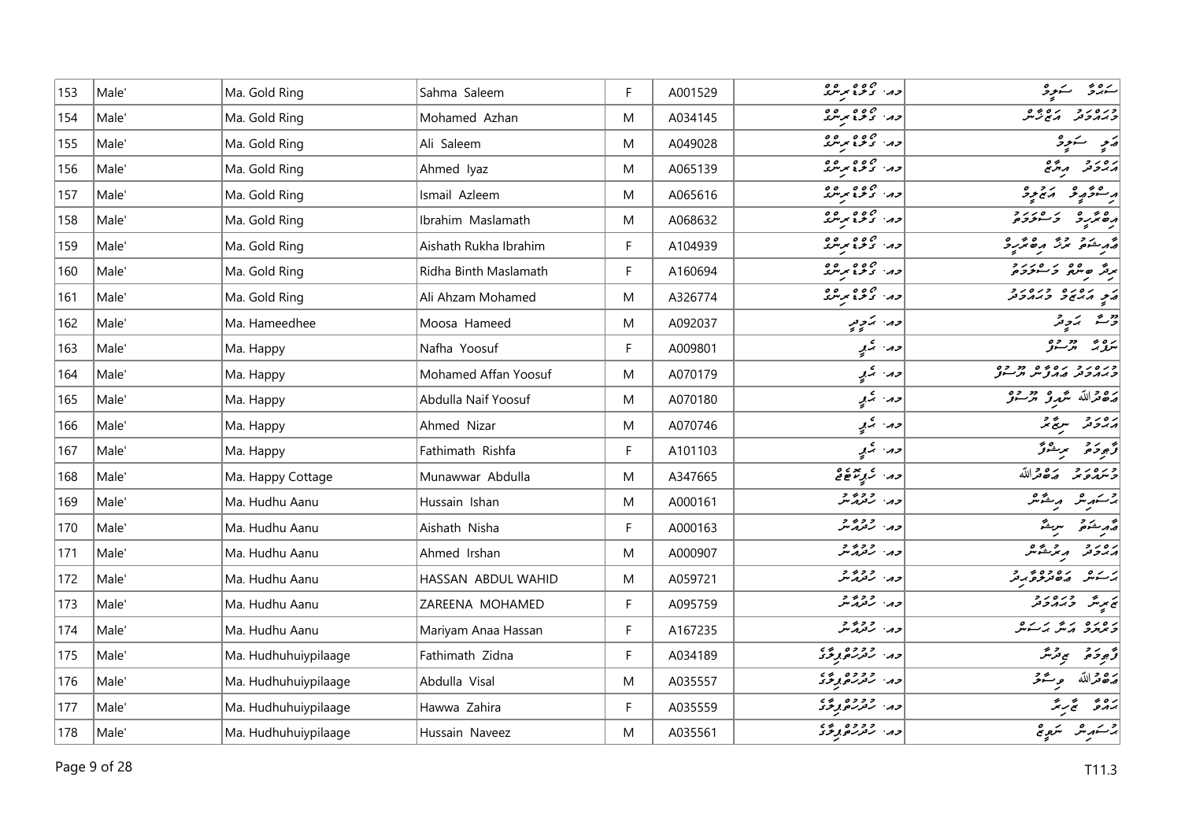| 153 | Male' | Ma. Gold Ring | Sahma Saleem | F | A001529 | މއ. ގޯލްޑް ރިންގް | ސަހުމާ ސަލީމް |
|---|---|---|---|---|---|---|---|
| 154 | Male' | Ma. Gold Ring | Mohamed Azhan | M | A034145 | މއ. ގޯލްޑް ރިންގް | މުޙައްމަދު އަޒްހާން |
| 155 | Male' | Ma. Gold Ring | Ali Saleem | M | A049028 | މއ. ގޯލްޑް ރިންގް | އަލި ސަލީމް |
| 156 | Male' | Ma. Gold Ring | Ahmed Iyaz | M | A065139 | މއ. ގޯލްޑް ރިންގް | އަޙްމަދު އިޔާޒް |
| 157 | Male' | Ma. Gold Ring | Ismail Azleem | M | A065616 | މއ. ގޯލްޑް ރިންގް | އިސްމާޢީލް އަޒްލީމް |
| 158 | Male' | Ma. Gold Ring | Ibrahim Maslamath | M | A068632 | މއ. ގޯލްޑް ރިންގް | އިބްރާހީމް މަސްލަމަތު |
| 159 | Male' | Ma. Gold Ring | Aishath Rukha Ibrahim | F | A104939 | މއ. ގޯލްޑް ރިންގް | އާއިשަތު ރުހާ އިބްރާހީމް |
| 160 | Male' | Ma. Gold Ring | Ridha Binth Maslamath | F | A160694 | މއ. ގޯލްޑް ރިންގް | ރިޟާ ބިންތު މަސްލަމަތު |
| 161 | Male' | Ma. Gold Ring | Ali Ahzam Mohamed | M | A326774 | މއ. ގޯލްޑް ރިންގް | އަލި އަޙްޒަމް މުޙައްމަދު |
| 162 | Male' | Ma. Hameedhee | Moosa Hameed | M | A092037 | މއ. ހަމީދީ | މޫސާ ހަމީދު |
| 163 | Male' | Ma. Happy | Nafha Yoosuf | F | A009801 | މއ. ހެޕީ | ނަފްހާ ޔޫސުފު |
| 164 | Male' | Ma. Happy | Mohamed Affan Yoosuf | M | A070179 | މއ. ހެޕީ | މުޙައްމަދު އައްފާން ޔޫސުފު |
| 165 | Male' | Ma. Happy | Abdulla Naif Yoosuf | M | A070180 | މއ. ހެޕީ | އަބްދުﷲ ނާއިފް ޔޫސުފު |
| 166 | Male' | Ma. Happy | Ahmed Nizar | M | A070746 | މއ. ހެޕީ | އަޙްމަދު ނިޒާރު |
| 167 | Male' | Ma. Happy | Fathimath Rishfa | F | A101103 | މއ. ހެޕީ | ފާތިމަތު ރިשްފާ |
| 168 | Male' | Ma. Happy Cottage | Munawwar Abdulla | M | A347665 | މއ. ހެޕީކޮޓެޖް | މުނައްވަރު އަބްދުﷲ |
| 169 | Male' | Ma. Hudhu Aanu | Hussain Ishan | M | A000161 | މއ. ހުދުއާނު | ހުސައިން އިשާން |
| 170 | Male' | Ma. Hudhu Aanu | Aishath Nisha | F | A000163 | މއ. ހުދުއާނު | އާއިשަތު ނިשާ |
| 171 | Male' | Ma. Hudhu Aanu | Ahmed Irshan | M | A000907 | މއ. ހުދުއާނު | އަޙްމަދު އިރުשާން |
| 172 | Male' | Ma. Hudhu Aanu | HASSAN ABDUL WAHID | M | A059721 | މއ. ހުދުއާނު | ހަސަން އަބްދުލްވާހިދު |
| 173 | Male' | Ma. Hudhu Aanu | ZAREENA MOHAMED | F | A095759 | މއ. ހުދުއާނު | ޒަރީނާ މުޙައްމަދު |
| 174 | Male' | Ma. Hudhu Aanu | Mariyam Anaa Hassan | F | A167235 | މއ. ހުދުއާނު | މަރިޔަމް އަނާ ހަސަން |
| 175 | Male' | Ma. Hudhuhuiypilaage | Fathimath Zidna | F | A034189 | މއ. ހުދުހުޅިފިލާގެ | ފާތިމަތު ޒިދުނާ |
| 176 | Male' | Ma. Hudhuhuiypilaage | Abdulla Visal | M | A035557 | މއ. ހުދުހުޅިފިލާގެ | އަބްދުﷲ ވިސާލް |
| 177 | Male' | Ma. Hudhuhuiypilaage | Hawwa Zahira | F | A035559 | މއ. ހުދުހުޅިފިލާގެ | ހައްވާ ޒާހިރާ |
| 178 | Male' | Ma. Hudhuhuiypilaage | Hussain Naveez | M | A035561 | މއ. ހުދުހުޅިފިލާގެ | ހުސައިން ނަވީޒް |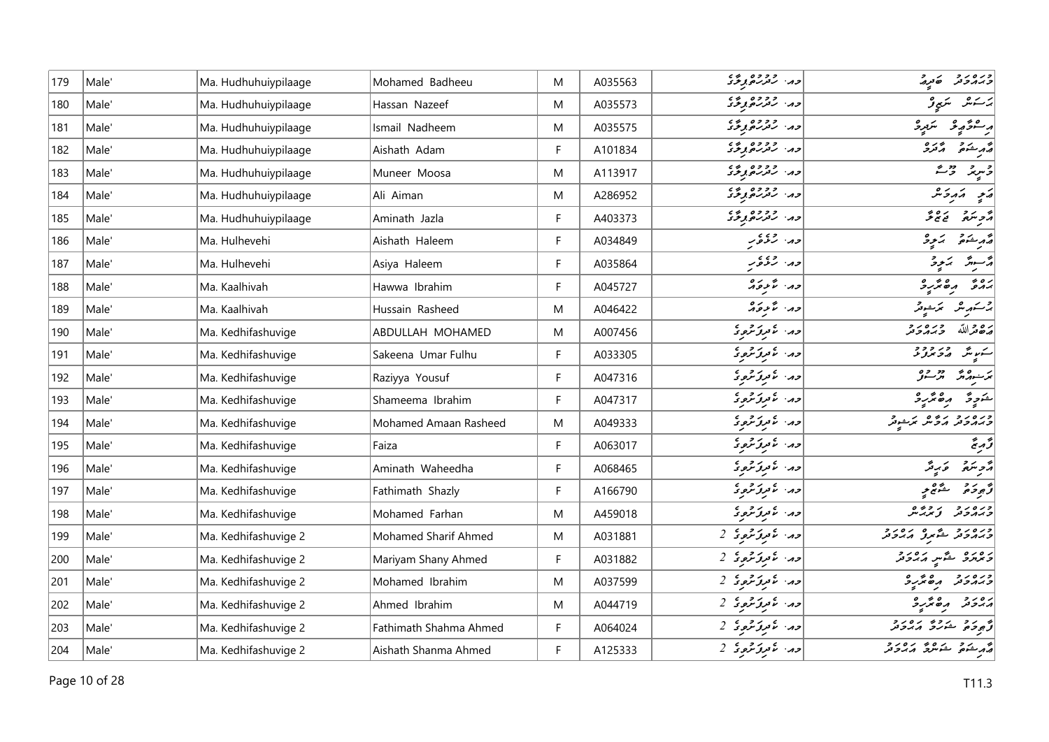| 179 | Male' | Ma. Hudhuhuiypilaage | Mohamed Badheeu | M | A035563 | މއ.ހުދުހުޢިޕިލާގެ | މުހައްމަދު ބަދީއު |
|---|---|---|---|---|---|---|---|
| 180 | Male' | Ma. Hudhuhuiypilaage | Hassan Nazeef | M | A035573 | މއ. ހުދުހުޢިޕިލާގެ | ހަސަން ނަޒީފު |
| 181 | Male' | Ma. Hudhuhuiypilaage | Ismail Nadheem | M | A035575 | މއ. ހުދުހުޢިޕިލާގެ | އިސްމާއީލް ނަދީމް |
| 182 | Male' | Ma. Hudhuhuiypilaage | Aishath Adam | F | A101834 | މއ. ހުދުހުޢިޕިލާގެ | އާއިޝަތު އާދަމް |
| 183 | Male' | Ma. Hudhuhuiypilaage | Muneer Moosa | M | A113917 | މއ. ހުދުހުޢިޕިލާގެ | މުނީރު މޫސާ |
| 184 | Male' | Ma. Hudhuhuiypilaage | Ali Aiman | M | A286952 | މއ. ހުދުހުޢިޕިލާގެ | ޢަލީ އައިމަން |
| 185 | Male' | Ma. Hudhuhuiypilaage | Aminath Jazla | F | A403373 | މއ. ހުދުހުޢިޕިލާގެ | އާމިނަތު ޖަޒްލާ |
| 186 | Male' | Ma. Hulhevehi | Aishath Haleem | F | A034849 | މއ. ހުޅެވެހި | އާއިޝަތު ހަލީމް |
| 187 | Male' | Ma. Hulhevehi | Asiya Haleem | F | A035864 | މއ. ހުޅެވެހި | އާސިޔާ ހަލީމް |
| 188 | Male' | Ma. Kaalhivah | Hawwa Ibrahim | F | A045727 | މއ. ކާޅިވަށް | ހައްވާ އިބްރާހީމް |
| 189 | Male' | Ma. Kaalhivah | Hussain Rasheed | M | A046422 | މއ. ކާޅިވަށް | ހުސައިން ރަޝީދު |
| 190 | Male' | Ma. Kedhifashuvige | ABDULLAH MOHAMED | M | A007456 | މއ. ކެދިފަށުވިގެ | ޢަބްދުﷲ މުހައްމަދު |
| 191 | Male' | Ma. Kedhifashuvige | Sakeena Umar Fulhu | F | A033305 | މއ. ކެދިފަށުވިގެ | ސަކީނާ ޢުމަރުފުޅު |
| 192 | Male' | Ma. Kedhifashuvige | Raziyya Yousuf | F | A047316 | މއ. ކެދިފަށުވިގެ | ރަޒިއްޔާ ޔޫސުފް |
| 193 | Male' | Ma. Kedhifashuvige | Shameema Ibrahim | F | A047317 | މއ. ކެދިފަށުވިގެ | ޝަމީމާ އިބްރާހީމް |
| 194 | Male' | Ma. Kedhifashuvige | Mohamed Amaan Rasheed | M | A049333 | މއ. ކެދިފަށުވިގެ | މުހައްމަދު އަމާން ރަޝީދު |
| 195 | Male' | Ma. Kedhifashuvige | Faiza | F | A063017 | މއ. ކެދިފަށުވިގެ | ފާއިޒާ |
| 196 | Male' | Ma. Kedhifashuvige | Aminath Waheedha | F | A068465 | މއ. ކެދިފަށުވިގެ | އާމިނަތު ވަހީދާ |
| 197 | Male' | Ma. Kedhifashuvige | Fathimath Shazly | F | A166790 | މއ. ކެދިފަށުވިގެ | ފާތިމަތު ޝާޒްލީ |
| 198 | Male' | Ma. Kedhifashuvige | Mohamed Farhan | M | A459018 | މއ. ކެދިފަށުވިގެ | މުހައްމަދު ފަރުހާން |
| 199 | Male' | Ma. Kedhifashuvige 2 | Mohamed Sharif Ahmed | M | A031881 | މއ. ކެދިފަށުވިގެ 2 | މުހައްމަދު ޝާރިފު އަޙްމަދު |
| 200 | Male' | Ma. Kedhifashuvige 2 | Mariyam Shany Ahmed | F | A031882 | މއ. ކެދިފަށުވިގެ 2 | މަރިޔަމް ޝާނީ އަޙްމަދު |
| 201 | Male' | Ma. Kedhifashuvige 2 | Mohamed Ibrahim | M | A037599 | މއ. ކެދިފަށުވިގެ 2 | މުހައްމަދު އިބްރާހީމް |
| 202 | Male' | Ma. Kedhifashuvige 2 | Ahmed Ibrahim | M | A044719 | މއ. ކެދިފަށުވިގެ 2 | އަޙްމަދު އިބްރާހީމް |
| 203 | Male' | Ma. Kedhifashuvige 2 | Fathimath Shahma Ahmed | F | A064024 | މއ. ކެދިފަށުވިގެ 2 | ފާތިމަތު ޝަހުމާ އަޙްމަދު |
| 204 | Male' | Ma. Kedhifashuvige 2 | Aishath Shanma Ahmed | F | A125333 | މއ. ކެދިފަށުވިގެ 2 | އާއިޝަތު ޝަންމާ އަޙްމަދު |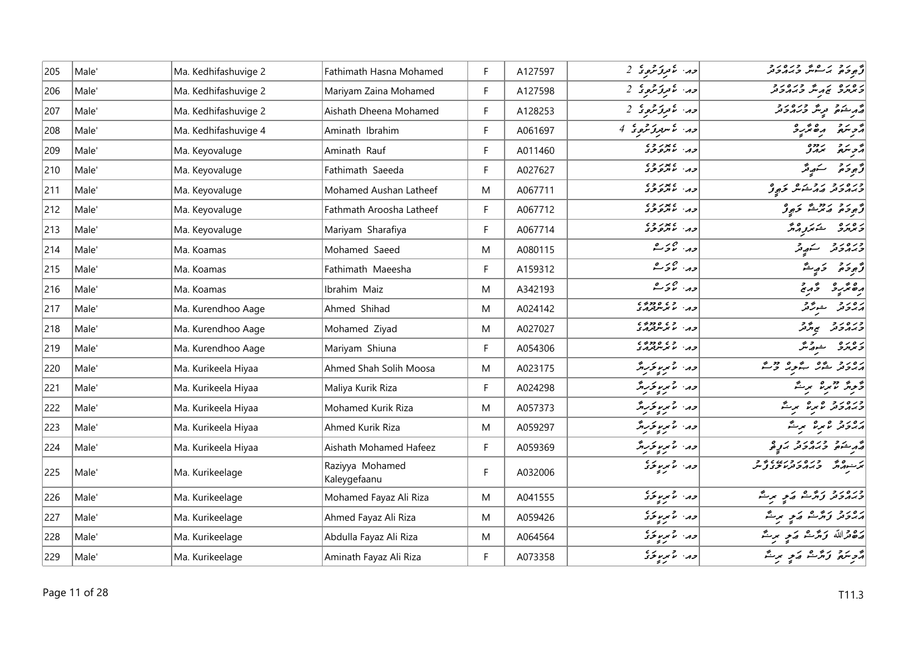| 205 | Male' | Ma. Kedhifashuvige 2 | Fathimath Hasna Mohamed | F | A127597 | މއ. ކެދިފަށުވިގެ 2 | ފާތިމަތު ހަސްނާ މުހައްމަދު |
|---|---|---|---|---|---|---|---|
| 206 | Male' | Ma. Kedhifashuvige 2 | Mariyam Zaina Mohamed | F | A127598 | މއ. ކެދިފަށުވިގެ 2 | މަރިޔަމް ޒައިނާ މުހައްމަދު |
| 207 | Male' | Ma. Kedhifashuvige 2 | Aishath Dheena Mohamed | F | A128253 | މއ. ކެދިފަށުވިގެ 2 | އައިށަތު ދީނާ މުހައްމަދު |
| 208 | Male' | Ma. Kedhifashuvige 4 | Aminath Ibrahim | F | A061697 | މއ. ކެދިފަށުވިގެ 4 | އާމިނަތު އިބްރާހީމް |
| 209 | Male' | Ma. Keyovaluge | Aminath Rauf | F | A011460 | މއ. ކެޔޮވަލުގެ | އާމިނަތު ރައޫފް |
| 210 | Male' | Ma. Keyovaluge | Fathimath Saeeda | F | A027627 | މއ. ކެޔޮވަލުގެ | ފާތިމަތު ސައީދާ |
| 211 | Male' | Ma. Keyovaluge | Mohamed Aushan Latheef | M | A067711 | މއ. ކެޔޮވަލުގެ | މުހައްމަދު އައުޝަން ލަތީފް |
| 212 | Male' | Ma. Keyovaluge | Fathmath Aroosha Latheef | F | A067712 | މއ. ކެޔޮވަލުގެ | ފާތިމަތު އަރޫޝާ ލަތީފް |
| 213 | Male' | Ma. Keyovaluge | Mariyam Sharafiya | F | A067714 | މއ. ކެޔޮވަލުގެ | މަރިޔަމް ޝަރަފިއްޔާ |
| 214 | Male' | Ma. Koamas | Mohamed Saeed | M | A080115 | މއ. ކޯމަސް | މުހައްމަދު ސައީދު |
| 215 | Male' | Ma. Koamas | Fathimath Maeesha | F | A159312 | މއ. ކޯމަސް | ފާތިމަތު މައީޝާ |
| 216 | Male' | Ma. Koamas | Ibrahim Maiz | M | A342193 | މއ. ކޯމަސް | އިބްރާހީމް މާއިޒް |
| 217 | Male' | Ma. Kurendhoo Aage | Ahmed Shihad | M | A024142 | މއ. ކުރެންދޫއާގެ | އަޙްމަދު ޝިހާދު |
| 218 | Male' | Ma. Kurendhoo Aage | Mohamed Ziyad | M | A027027 | މއ. ކުރެންދޫއާގެ | މުހައްމަދު ޒިޔާދު |
| 219 | Male' | Ma. Kurendhoo Aage | Mariyam Shiuna | F | A054306 | މއ. ކުރެންދޫއާގެ | މަރިޔަމް ޝިއުނާ |
| 220 | Male' | Ma. Kurikeela Hiyaa | Ahmed Shah Solih Moosa | M | A023175 | މއ. ކުރިކީލަހިޔާ | އަޙްމަދު ޝާހް ޞާލިޙް މޫސާ |
| 221 | Male' | Ma. Kurikeela Hiyaa | Maliya Kurik Riza | F | A024298 | މއ. ކުރިކީލަހިޔާ | މާލިޔާ ކުރިކް ރިޟާ |
| 222 | Male' | Ma. Kurikeela Hiyaa | Mohamed Kurik Riza | M | A057373 | މއ. ކުރިކީލަހިޔާ | މުހައްމަދު ކުރިކް ރިޟާ |
| 223 | Male' | Ma. Kurikeela Hiyaa | Ahmed Kurik Riza | M | A059297 | މއ. ކުރިކީލަހިޔާ | އަޙްމަދު ކުރިކް ރިޟާ |
| 224 | Male' | Ma. Kurikeela Hiyaa | Aishath Mohamed Hafeez | F | A059369 | މއ. ކުރިކީލަހިޔާ | އައިށަތު މުހައްމަދު ހަފީޒު |
| 225 | Male' | Ma. Kurikeelage | Raziyya Mohamed Kaleygefaanu | F | A032006 | މއ. ކުރިކީލަގެ | ރަޟިއްޔާ މުހައްމަދުކަލޭގެފާނު |
| 226 | Male' | Ma. Kurikeelage | Mohamed Fayaz Ali Riza | M | A041555 | މއ. ކުރިކީލަގެ | މުހައްމަދު ފައްޔާޒް އަލީ ރިޟާ |
| 227 | Male' | Ma. Kurikeelage | Ahmed Fayaz Ali Riza | M | A059426 | މއ. ކުރިކީލަގެ | އަޙްމަދު ފައްޔާޒް އަލީ ރިޟާ |
| 228 | Male' | Ma. Kurikeelage | Abdulla Fayaz Ali Riza | M | A064564 | މއ. ކުރިކީލަގެ | އަބްދުﷲ ފައްޔާޒް އަލީ ރިޟާ |
| 229 | Male' | Ma. Kurikeelage | Aminath Fayaz Ali Riza | F | A073358 | މއ. ކުރިކީލަގެ | އާމިނަތު ފައްޔާޒް އަލީ ރިޟާ |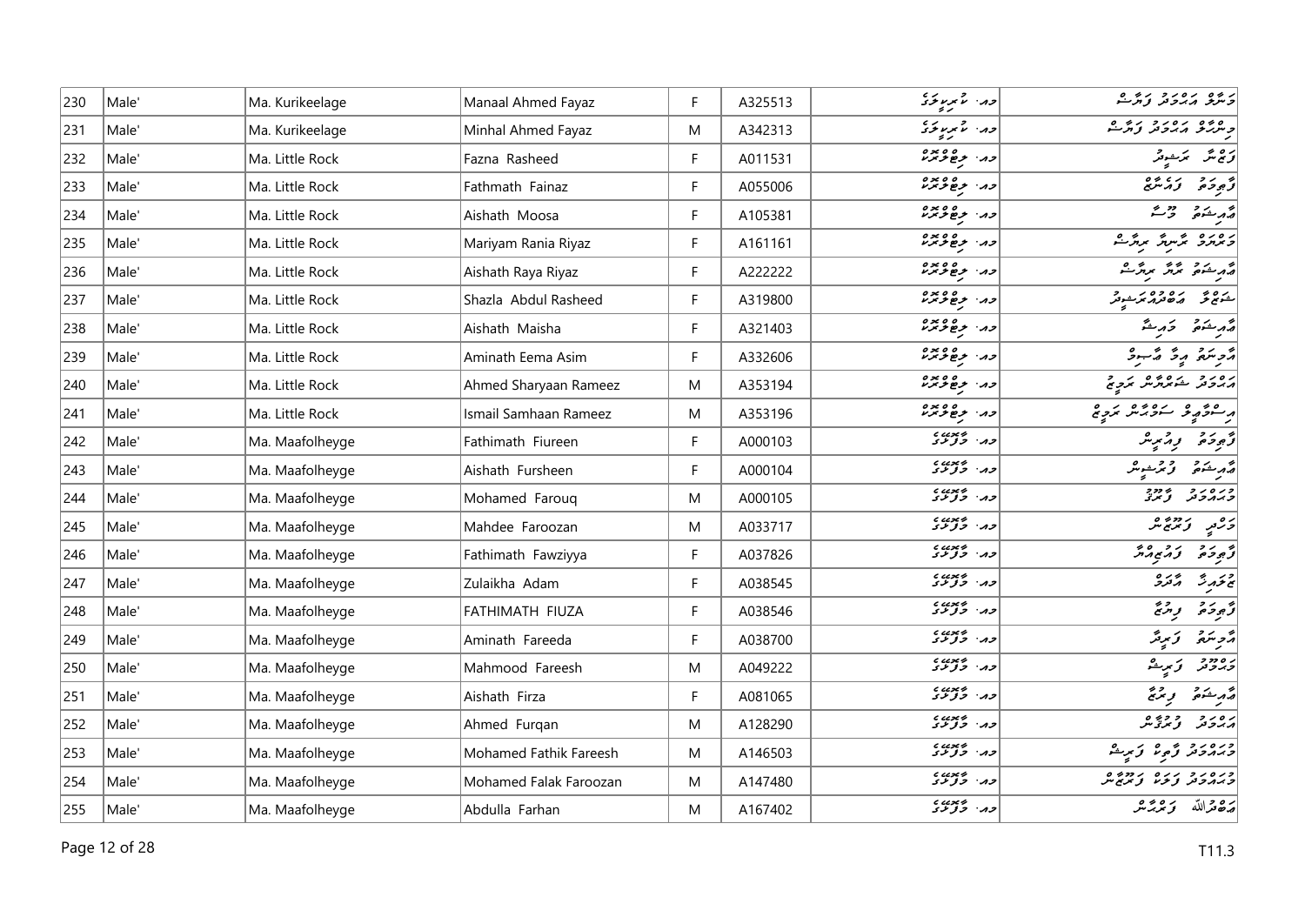| 230 | Male' | Ma. Kurikeelage | Manaal Ahmed Fayaz | F | A325513 | މއ. ކުރިކީލާގެ | މަނާލް އަޙްމަދު ފައްޔާޒް |
|---|---|---|---|---|---|---|---|
| 231 | Male' | Ma. Kurikeelage | Minhal Ahmed Fayaz | M | A342313 | މއ. ކުރިކީލާގެ | މިންހާލް އަޙްމަދު ފައްޔާޒް |
| 232 | Male' | Ma. Little Rock | Fazna Rasheed | F | A011531 | މއ. ލިޓްލްރޮކް | ފަޒްނާ ރަޝީދު |
| 233 | Male' | Ma. Little Rock | Fathmath Fainaz | F | A055006 | މއ. ލިޓްލްރޮކް | ފާތިމަތު ފައިނާޒް |
| 234 | Male' | Ma. Little Rock | Aishath Moosa | F | A105381 | މއ. ލިޓްލްރޮކް | އާއިޝަތު މޫސާ |
| 235 | Male' | Ma. Little Rock | Mariyam Rania Riyaz | F | A161161 | މއ. ލިޓްލްރޮކް | މަރިޔަމް ރާނިޔާ ރިޔާޒް |
| 236 | Male' | Ma. Little Rock | Aishath Raya Riyaz | F | A222222 | މއ. ލިޓްލްރޮކް | އާއިޝަތު ރާޔާ ރިޔާޒް |
| 237 | Male' | Ma. Little Rock | Shazla Abdul Rasheed | F | A319800 | މއ. ލިޓްލްރޮކް | ޝަޒްލާ އަބްދުއްރަޝީދު |
| 238 | Male' | Ma. Little Rock | Aishath Maisha | F | A321403 | މއ. ލިޓްލްރޮކް | އާއިޝަތު މައިޝާ |
| 239 | Male' | Ma. Little Rock | Aminath Eema Asim | F | A332606 | މއ. ލިޓްލްރޮކް | އާމިނަތު އީމާ އާސިމް |
| 240 | Male' | Ma. Little Rock | Ahmed Sharyaan Rameez | M | A353194 | މއ. ލިޓްލްރޮކް | އަޙްމަދު ޝަރްޔާން ރަމީޒް |
| 241 | Male' | Ma. Little Rock | Ismail Samhaan Rameez | M | A353196 | މއ. ލިޓްލްރޮކް | އިސްމާއީލް ސަމްހާން ރަމީޒް |
| 242 | Male' | Ma. Maafolheyge | Fathimath Fiureen | F | A000103 | މއ. މާފޮޅޭގެ | ފާތިމަތު ފިއުރީން |
| 243 | Male' | Ma. Maafolheyge | Aishath Fursheen | F | A000104 | މއ. މާފޮޅޭގެ | އާއިޝަތު ފުރުޝީން |
| 244 | Male' | Ma. Maafolheyge | Mohamed Farouq | M | A000105 | މއ. މާފޮޅޭގެ | މުޙައްމަދު ފާރޫޤު |
| 245 | Male' | Ma. Maafolheyge | Mahdee Faroozan | M | A033717 | މއ. މާފޮޅޭގެ | މަހްދީ ފަރޫޒާން |
| 246 | Male' | Ma. Maafolheyge | Fathimath Fawziyya | F | A037826 | މއ. މާފޮޅޭގެ | ފާތިމަތު ފައުޒިއްޔާ |
| 247 | Male' | Ma. Maafolheyge | Zulaikha Adam | F | A038545 | މއ. މާފޮޅޭގެ | ޒުލައިޚާ އާދަމް |
| 248 | Male' | Ma. Maafolheyge | FATHIMATH FIUZA | F | A038546 | މއ. މާފޮޅޭގެ | ފާތިމަތު ފިއުޒާ |
| 249 | Male' | Ma. Maafolheyge | Aminath Fareeda | F | A038700 | މއ. މާފޮޅޭގެ | އާމިނަތު ފަރީދާ |
| 250 | Male' | Ma. Maafolheyge | Mahmood Fareesh | M | A049222 | މއ. މާފޮޅޭގެ | މަޙްމޫދު ފަރީޝް |
| 251 | Male' | Ma. Maafolheyge | Aishath Firza | F | A081065 | މއ. މާފޮޅޭގެ | އާއިޝަތު ފިރްޒާ |
| 252 | Male' | Ma. Maafolheyge | Ahmed Furqan | M | A128290 | މއ. މާފޮޅޭގެ | އަޙްމަދު ފުރްޤާން |
| 253 | Male' | Ma. Maafolheyge | Mohamed Fathik Fareesh | M | A146503 | މއ. މާފޮޅޭގެ | މުޙައްމަދު ފާތިކް ފަރީޝް |
| 254 | Male' | Ma. Maafolheyge | Mohamed Falak Faroozan | M | A147480 | މއ. މާފޮޅޭގެ | މުޙައްމަދު ފަލަކް ފަރޫޒާން |
| 255 | Male' | Ma. Maafolheyge | Abdulla Farhan | M | A167402 | މއ. މާފޮޅޭގެ | އަބްދުﷲ ފަރްހާން |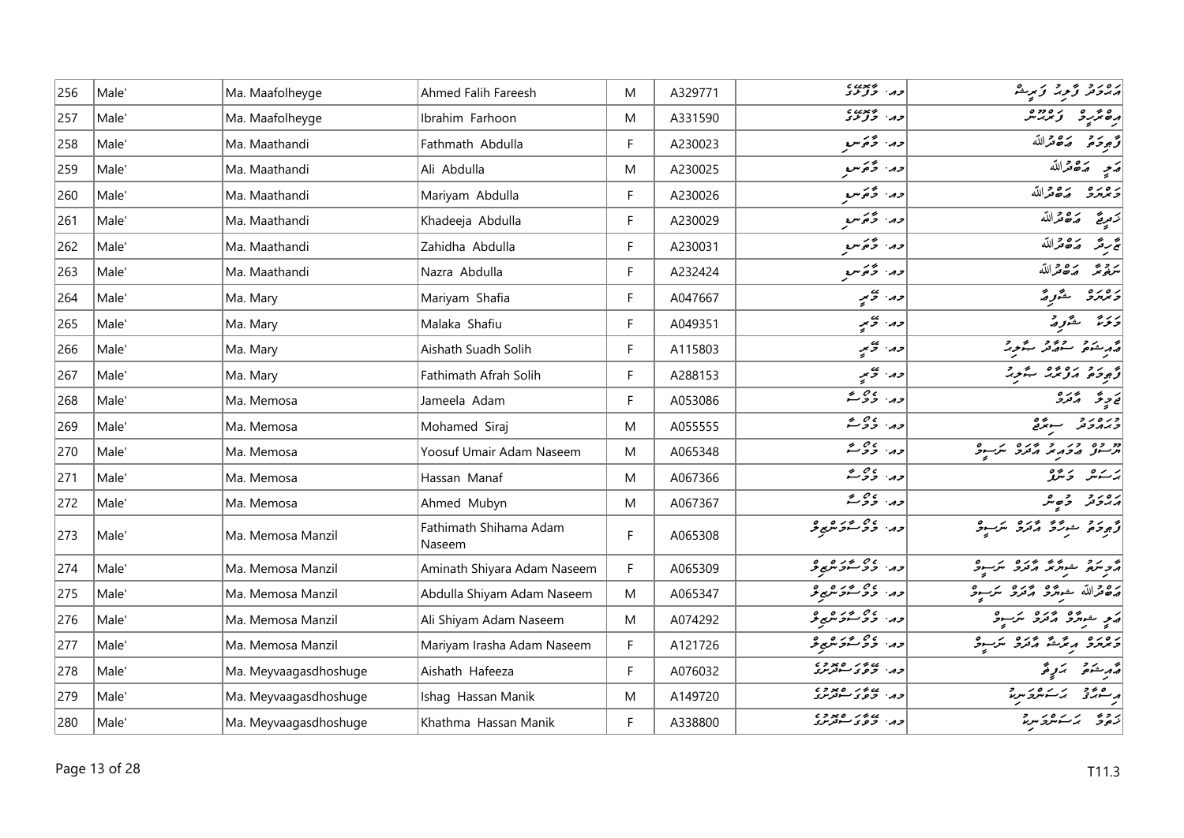| 256 | Male' | Ma. Maafolheyge | Ahmed Falih Fareesh | M | A329771 | މއ. މާފޮޅޭގެ | އަޙްމަދު ފާލިހު ފަރީޝް |
|---|---|---|---|---|---|---|---|
| 257 | Male' | Ma. Maafolheyge | Ibrahim Farhoon | M | A331590 | މއ. މާފޮޅޭގެ | އިބްރާހީމް ފަރްހޫން |
| 258 | Male' | Ma. Maathandi | Fathmath Abdulla | F | A230023 | މއ. މާތަންޑި | ފާތިމަތު އަބްދުﷲ |
| 259 | Male' | Ma. Maathandi | Ali Abdulla | M | A230025 | މއ. މާތަންޑި | އަލި އަބްދުﷲ |
| 260 | Male' | Ma. Maathandi | Mariyam Abdulla | F | A230026 | މއ. މާތަންޑި | މަރިޔަމް އަބްދުﷲ |
| 261 | Male' | Ma. Maathandi | Khadeeja Abdulla | F | A230029 | މއ. މާތަންޑި | ޚަދީޖާ އަބްދުﷲ |
| 262 | Male' | Ma. Maathandi | Zahidha Abdulla | F | A230031 | މއ. މާތަންޑި | ޒާހިދާ އަބްދުﷲ |
| 263 | Male' | Ma. Maathandi | Nazra Abdulla | F | A232424 | މއ. މާތަންޑި | ނަޒްރާ އަބްދުﷲ |
| 264 | Male' | Ma. Mary | Mariyam Shafia | F | A047667 | މއ. މޭރީ | މަރިޔަމް ޝާފިއާ |
| 265 | Male' | Ma. Mary | Malaka Shafiu | F | A049351 | މއ. މޭރީ | މަލަކާ ޝާފިއު |
| 266 | Male' | Ma. Mary | Aishath Suadh Solih | F | A115803 | މއ. މޭރީ | އާއިޝަތު ސުއާދު ސާލިހު |
| 267 | Male' | Ma. Mary | Fathimath Afrah Solih | F | A288153 | މއ. މޭރީ | ފާތިމަތު އަފްރާހް ސާލިހު |
| 268 | Male' | Ma. Memosa | Jameela Adam | F | A053086 | މއ. މެމޯސާ | ޖަމީލާ އާދަމް |
| 269 | Male' | Ma. Memosa | Mohamed Siraj | M | A055555 | މއ. މެމޯސާ | މުޙައްމަދު ސިރާޖު |
| 270 | Male' | Ma. Memosa | Yoosuf Umair Adam Naseem | M | A065348 | މއ. މެމޯސާ | ޔޫސުފް އުމައިރު އާދަމް ނަސީމް |
| 271 | Male' | Ma. Memosa | Hassan Manaf | M | A067366 | މއ. މެމޯސާ | ހަސަން މަނާފް |
| 272 | Male' | Ma. Memosa | Ahmed Mubyn | M | A067367 | މއ. މެމޯސާ | އަޙްމަދު މުބީން |
| 273 | Male' | Ma. Memosa Manzil | Fathimath Shihama Adam Naseem | F | A065308 | މއ. މެމޯސާމަންޒިލް | ފާތިމަތު ޝިހާމާ އާދަމް ނަސީމް |
| 274 | Male' | Ma. Memosa Manzil | Aminath Shiyara Adam Naseem | F | A065309 | މއ. މެމޯސާމަންޒިލް | އާމިނަތު ޝިޔާރާ އާދަމް ނަސީމް |
| 275 | Male' | Ma. Memosa Manzil | Abdulla Shiyam Adam Naseem | M | A065347 | މއ. މެމޯސާމަންޒިލް | އަބްދުﷲ ޝިޔާމް އާދަމް ނަސީމް |
| 276 | Male' | Ma. Memosa Manzil | Ali Shiyam Adam Naseem | M | A074292 | މއ. މެމޯސާމަންޒިލް | އަލި ޝިޔާމް އާދަމް ނަސީމް |
| 277 | Male' | Ma. Memosa Manzil | Mariyam Irasha Adam Naseem | F | A121726 | މއ. މެމޯސާމަންޒިލް | މަރިޔަމް އިރާޝާ އާދަމް ނަސީމް |
| 278 | Male' | Ma. Meyvaagasdhoshuge | Aishath Hafeeza | F | A076032 | މއ. މޭވާގަސްދޮށުގެ | އާއިޝަތު ހަފީޒާ |
| 279 | Male' | Ma. Meyvaagasdhoshuge | Ishag Hassan Manik | M | A149720 | މއ. މޭވާގަސްދޮށުގެ | އިސްޙާޤު ހަސަންމަނިކު |
| 280 | Male' | Ma. Meyvaagasdhoshuge | Khathma Hassan Manik | F | A338800 | މއ. މޭވާގަސްދޮށުގެ | ޚަތުމާ ހަސަންމަނިކު |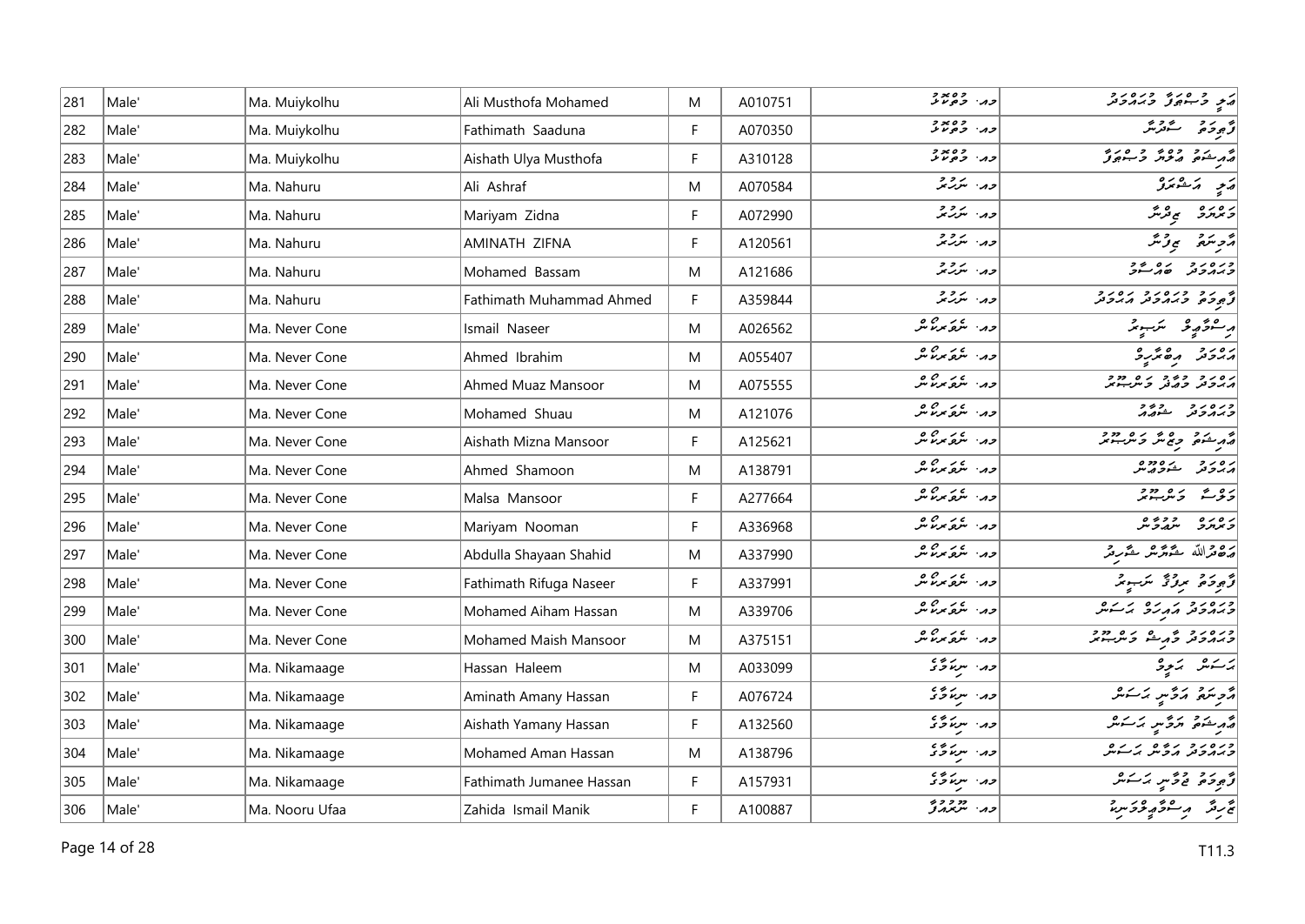| 281 | Male' | Ma. Muiykolhu | Ali Musthofa Mohamed | M | A010751 | މއ. މުއިކޮޅު | އަލި މުސްތަފާ މުޙައްމަދު |
|---|---|---|---|---|---|---|---|
| 282 | Male' | Ma. Muiykolhu | Fathimath Saaduna | F | A070350 | މއ. މުއިކޮޅު | ފާތިމަތު ސާދުނާ |
| 283 | Male' | Ma. Muiykolhu | Aishath Ulya Musthofa | F | A310128 | މއ. މުއިކޮޅު | އާއިޝަތު އުލްޔާ މުސްތަފާ |
| 284 | Male' | Ma. Nahuru | Ali Ashraf | M | A070584 | މއ. ނަހުރު | އަލި އަޝްރަފް |
| 285 | Male' | Ma. Nahuru | Mariyam Zidna | F | A072990 | މއ. ނަހުރު | މަރިޔަމް ޒިދުނާ |
| 286 | Male' | Ma. Nahuru | AMINATH ZIFNA | F | A120561 | މއ. ނަހުރު | އާމިނަތު ޒިފްނާ |
| 287 | Male' | Ma. Nahuru | Mohamed Bassam | M | A121686 | މއ. ނަހުރު | މުޙައްމަދު ބައްސާމް |
| 288 | Male' | Ma. Nahuru | Fathimath Muhammad Ahmed | F | A359844 | މއ. ނަހުރު | ފާތިމަތު މުޙައްމަދު އަޙްމަދު |
| 289 | Male' | Ma. Never Cone | Ismail Naseer | M | A026562 | މއ. ނެވަރކޯން | އިސްމާޢީލް ނަސީރު |
| 290 | Male' | Ma. Never Cone | Ahmed Ibrahim | M | A055407 | މއ. ނެވަރކޯން | އަޙްމަދު އިބްރާހީމް |
| 291 | Male' | Ma. Never Cone | Ahmed Muaz Mansoor | M | A075555 | މއ. ނެވަރކޯން | އަޙްމަދު މުޢާޛު މަންސޫރު |
| 292 | Male' | Ma. Never Cone | Mohamed Shuau | M | A121076 | މއ. ނެވަރކޯން | މުޙައްމަދު ޝުޢާޢު |
| 293 | Male' | Ma. Never Cone | Aishath Mizna Mansoor | F | A125621 | މއ. ނެވަރކޯން | އާއިޝަތު މިޒްނާ މަންސޫރު |
| 294 | Male' | Ma. Never Cone | Ahmed Shamoon | M | A138791 | މއ. ނެވަރކޯން | އަޙްމަދު ޝަމޫން |
| 295 | Male' | Ma. Never Cone | Malsa Mansoor | F | A277664 | މއ. ނެވަރކޯން | މަލްސާ މަންސޫރު |
| 296 | Male' | Ma. Never Cone | Mariyam Nooman | F | A336968 | މއ. ނެވަރކޯން | މަރިޔަމް ނުޢުމާން |
| 297 | Male' | Ma. Never Cone | Abdulla Shayaan Shahid | M | A337990 | މއ. ނެވަރކޯން | އަބްދުﷲ ޝަޔާން ޝާހިދު |
| 298 | Male' | Ma. Never Cone | Fathimath Rifuga Naseer | F | A337991 | މއ. ނެވަރކޯން | ފާތިމަތު ރިފުގާ ނަސީރު |
| 299 | Male' | Ma. Never Cone | Mohamed Aiham Hassan | M | A339706 | މއ. ނެވަރކޯން | މުޙައްމަދު އައިހަމް ހަސަން |
| 300 | Male' | Ma. Never Cone | Mohamed Maish Mansoor | M | A375151 | މއ. ނެވަރކޯން | މުޙައްމަދު މާއިޝް މަންސޫރު |
| 301 | Male' | Ma. Nikamaage | Hassan Haleem | M | A033099 | މއ. ނިކަމާގެ | ހަސަން ހަލީމް |
| 302 | Male' | Ma. Nikamaage | Aminath Amany Hassan | F | A076724 | މއ. ނިކަމާގެ | އާމިނަތު އަމާނީ ހަސަން |
| 303 | Male' | Ma. Nikamaage | Aishath Yamany Hassan | F | A132560 | މއ. ނިކަމާގެ | އާއިޝަތު ޔަމާނީ ހަސަން |
| 304 | Male' | Ma. Nikamaage | Mohamed Aman Hassan | M | A138796 | މއ. ނިކަމާގެ | މުޙައްމަދު އަމާން ހަސަން |
| 305 | Male' | Ma. Nikamaage | Fathimath Jumanee Hassan | F | A157931 | މއ. ނިކަމާގެ | ފާތިމަތު ޖުމާނީ ހަސަން |
| 306 | Male' | Ma. Nooru Ufaa | Zahida Ismail Manik | F | A100887 | މއ. ނޫރުއުފާ | ޒާހިދާ އިސްމާޢީލްމަނިކު |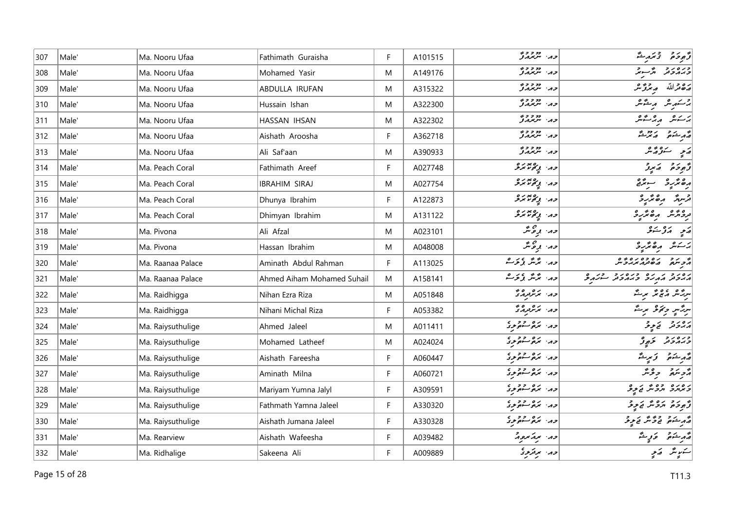| 307 | Male' | Ma. Nooru Ufaa | Fathimath Guraisha | F | A101515 | މއ. ނޫރުއުފާ | ފާތިމަތު ގުރައިޝާ |
|---|---|---|---|---|---|---|---|
| 308 | Male' | Ma. Nooru Ufaa | Mohamed Yasir | M | A149176 | މއ. ނޫރުއުފާ | މުހައްމަދު ޔާސިރު |
| 309 | Male' | Ma. Nooru Ufaa | ABDULLA IRUFAN | M | A315322 | މއ. ނޫރުއުފާ | އަބްދުﷲ އިރުފާން |
| 310 | Male' | Ma. Nooru Ufaa | Hussain Ishan | M | A322300 | މއ. ނޫރުއުފާ | ހުސައިން އިޝާން |
| 311 | Male' | Ma. Nooru Ufaa | HASSAN IHSAN | M | A322302 | މއ. ނޫރުއުފާ | ހަސަން އިހްސާން |
| 312 | Male' | Ma. Nooru Ufaa | Aishath Aroosha | F | A362718 | މއ. ނޫރުއުފާ | އާއިޝަތު އަރޫޝާ |
| 313 | Male' | Ma. Nooru Ufaa | Ali Saf'aan | M | A390933 | މއ. ނޫރުއުފާ | އަލި ސަފްއާން |
| 314 | Male' | Ma. Peach Coral | Fathimath Areef | F | A027748 | މއ. ޕީޗްކޯރަލް | ފާތިމަތު އަރީފު |
| 315 | Male' | Ma. Peach Coral | IBRAHIM SIRAJ | M | A027754 | މއ. ޕީޗްކޯރަލް | އިބްރާހީމް ސިރާޖު |
| 316 | Male' | Ma. Peach Coral | Dhunya Ibrahim | F | A122873 | މއ. ޕީޗްކޯރަލް | ދުނިޔާ އިބްރާހީމް |
| 317 | Male' | Ma. Peach Coral | Dhimyan Ibrahim | M | A131122 | މއ. ޕީޗްކޯރަލް | ދިމްޔާން އިބްރާހީމް |
| 318 | Male' | Ma. Pivona | Ali Afzal | M | A023101 | މއ. ޕިވޯނާ | އަލި އަފްޟަލް |
| 319 | Male' | Ma. Pivona | Hassan Ibrahim | M | A048008 | މއ. ޕިވޯނާ | ހަސަން އިބްރާހީމް |
| 320 | Male' | Ma. Raanaa Palace | Aminath Abdul Rahman | F | A113025 | މއ. ރާނާ ޕެލަސް | އާމިނަތު އަބްދުއްރަޙްމާން |
| 321 | Male' | Ma. Raanaa Palace | Ahmed Aiham Mohamed Suhail | M | A158141 | މއ. ރާނާ ޕެލަސް | އަޙްމަދު އައިހަމް މުޙައްމަދު ސުހައިލް |
| 322 | Male' | Ma. Raidhigga | Nihan Ezra Riza | M | A051848 | މއ. ރައިދިއްގާ | ނިހާން އެޒްރާ ރިޟާ |
| 323 | Male' | Ma. Raidhigga | Nihani Michal Riza | F | A053382 | މއ. ރައިދިއްގާ | ނިހާނީ މިޝަލް ރިޟާ |
| 324 | Male' | Ma. Raiysuthulige | Ahmed Jaleel | M | A011411 | މއ. ރައްޔިސްތުލިގެ | އަޙްމަދު ޖަލީލް |
| 325 | Male' | Ma. Raiysuthulige | Mohamed Latheef | M | A024024 | މއ. ރައްޔިސްތުލިގެ | މުޙައްމަދު ލަޠީފް |
| 326 | Male' | Ma. Raiysuthulige | Aishath Fareesha | F | A060447 | މއ. ރައްޔިސްތުލިގެ | އާއިޝަތު ފަރީޝާ |
| 327 | Male' | Ma. Raiysuthulige | Aminath Milna | F | A060721 | މއ. ރައްޔިސްތުލިގެ | އާމިނަތު މިލްނާ |
| 328 | Male' | Ma. Raiysuthulige | Mariyam Yumna Jalyl | F | A309591 | މއ. ރައްޔިސްތުލިގެ | މަރިޔަމް ޔުމްނާ ޖަލީލް |
| 329 | Male' | Ma. Raiysuthulige | Fathmath Yamna Jaleel | F | A330320 | މއ. ރައްޔިސްތުލިގެ | ފާތިމަތު ޔަމްނާ ޖަލީލް |
| 330 | Male' | Ma. Raiysuthulige | Aishath Jumana Jaleel | F | A330328 | މއ. ރައްޔިސްތުލިގެ | އާއިޝަތު ޖުމާނާ ޖަލީލް |
| 331 | Male' | Ma. Rearview | Aishath Wafeesha | F | A039482 | މއ. ރިއަރވިއު | އާއިޝަތު ވަފީޝާ |
| 332 | Male' | Ma. Ridhalige | Sakeena Ali | F | A009889 | މއ. ރިދަލިގެ | ސަކީނާ އަލި |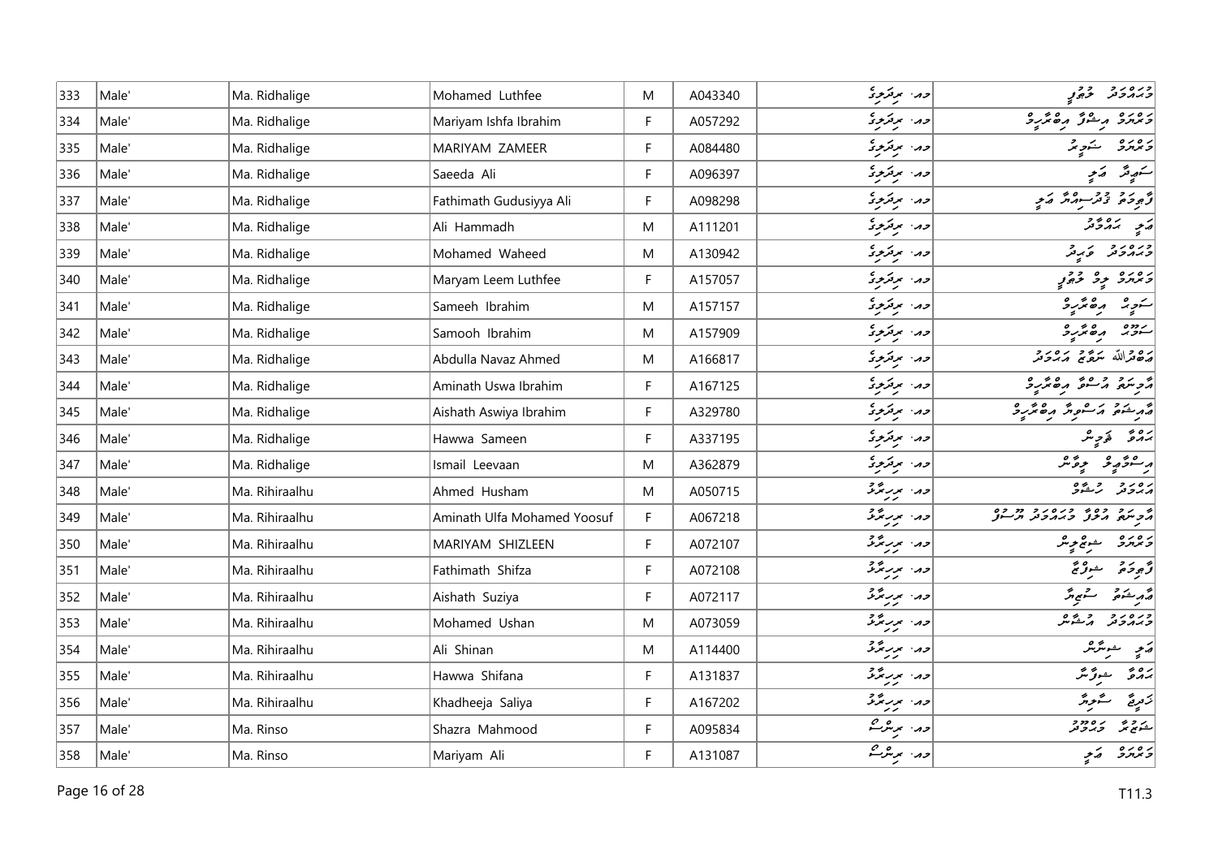| 333 | Male' | Ma. Ridhalige | Mohamed Luthfee | M | A043340 | މއ. ރިދަލިގެ | މުހައްމަދު ލުތުފީ |
|---|---|---|---|---|---|---|---|
| 334 | Male' | Ma. Ridhalige | Mariyam Ishfa Ibrahim | F | A057292 | މއ. ރިދަލިގެ | މަރިޔަމް އިޝްފާ އިބްރާހީމް |
| 335 | Male' | Ma. Ridhalige | MARIYAM ZAMEER | F | A084480 | މއ. ރިދަލިގެ | މަރިޔަމް ޒަމީރު |
| 336 | Male' | Ma. Ridhalige | Saeeda Ali | F | A096397 | މއ. ރިދަލިގެ | ސައީދާ އަލި |
| 337 | Male' | Ma. Ridhalige | Fathimath Gudusiyya Ali | F | A098298 | މއ. ރިދަލިގެ | ފާތިމަތު ގުދުސިއްޔާ އަލި |
| 338 | Male' | Ma. Ridhalige | Ali Hammadh | M | A111201 | މއ. ރިދަލިގެ | އަލި ހައްމާދު |
| 339 | Male' | Ma. Ridhalige | Mohamed Waheed | M | A130942 | މއ. ރިދަލިގެ | މުހައްމަދު ވަހީދު |
| 340 | Male' | Ma. Ridhalige | Maryam Leem Luthfee | F | A157057 | މއ. ރިދަލިގެ | މަރިޔަމް ލީމް ލުތުފީ |
| 341 | Male' | Ma. Ridhalige | Sameeh Ibrahim | M | A157157 | މއ. ރިދަލިގެ | ސަމީހް އިބްރާހީމް |
| 342 | Male' | Ma. Ridhalige | Samooh Ibrahim | M | A157909 | މއ. ރިދަލިގެ | ސަމޫހް އިބްރާހީމް |
| 343 | Male' | Ma. Ridhalige | Abdulla Navaz Ahmed | M | A166817 | މއ. ރިދަލިގެ | އަބްދުﷲ ނަވާޒް އަހްމަދު |
| 344 | Male' | Ma. Ridhalige | Aminath Uswa Ibrahim | F | A167125 | މއ. ރިދަލިގެ | އާމިނަތު އުސްވާ އިބްރާހީމް |
| 345 | Male' | Ma. Ridhalige | Aishath Aswiya Ibrahim | F | A329780 | މއ. ރިދަލިގެ | އާއިޝަތު އަސްވިޔާ އިބްރާހީމް |
| 346 | Male' | Ma. Ridhalige | Hawwa Sameen | F | A337195 | މއ. ރިދަލިގެ | ހައްވާ ސަމީން |
| 347 | Male' | Ma. Ridhalige | Ismail Leevaan | M | A362879 | މއ. ރިދަލިގެ | އިސްމާއީލް ލީވާން |
| 348 | Male' | Ma. Rihiraalhu | Ahmed Husham | M | A050715 | މއ. ރިހިރާޅު | އަހްމަދު ހުޝާމް |
| 349 | Male' | Ma. Rihiraalhu | Aminath Ulfa Mohamed Yoosuf | F | A067218 | މއ. ރިހިރާޅު | އާމިނަތު އުލްފާ މުހައްމަދު ޔޫސުފް |
| 350 | Male' | Ma. Rihiraalhu | MARIYAM SHIZLEEN | F | A072107 | މއ. ރިހިރާޅު | މަރިޔަމް ޝިޒްލީން |
| 351 | Male' | Ma. Rihiraalhu | Fathimath Shifza | F | A072108 | މއ. ރިހިރާޅު | ފާތިމަތު ޝިފްޒާ |
| 352 | Male' | Ma. Rihiraalhu | Aishath Suziya | F | A072117 | މއ. ރިހިރާޅު | އާއިޝަތު ސުޒިޔާ |
| 353 | Male' | Ma. Rihiraalhu | Mohamed Ushan | M | A073059 | މއ. ރިހިރާޅު | މުހައްމަދު އުޝާން |
| 354 | Male' | Ma. Rihiraalhu | Ali Shinan | M | A114400 | މއ. ރިހިރާޅު | އަލި ޝިނާން |
| 355 | Male' | Ma. Rihiraalhu | Hawwa Shifana | F | A131837 | މއ. ރިހިރާޅު | ހައްވާ ޝިފާނާ |
| 356 | Male' | Ma. Rihiraalhu | Khadheeja Saliya | F | A167202 | މއ. ރިހިރާޅު | ޚަދީޖާ ސާލިޔާ |
| 357 | Male' | Ma. Rinso | Shazra Mahmood | F | A095834 | މއ. ރިންސޯ | ޝަޒްރާ މަޙްމޫދު |
| 358 | Male' | Ma. Rinso | Mariyam Ali | F | A131087 | މއ. ރިންސޯ | މަރިޔަމް އަލި |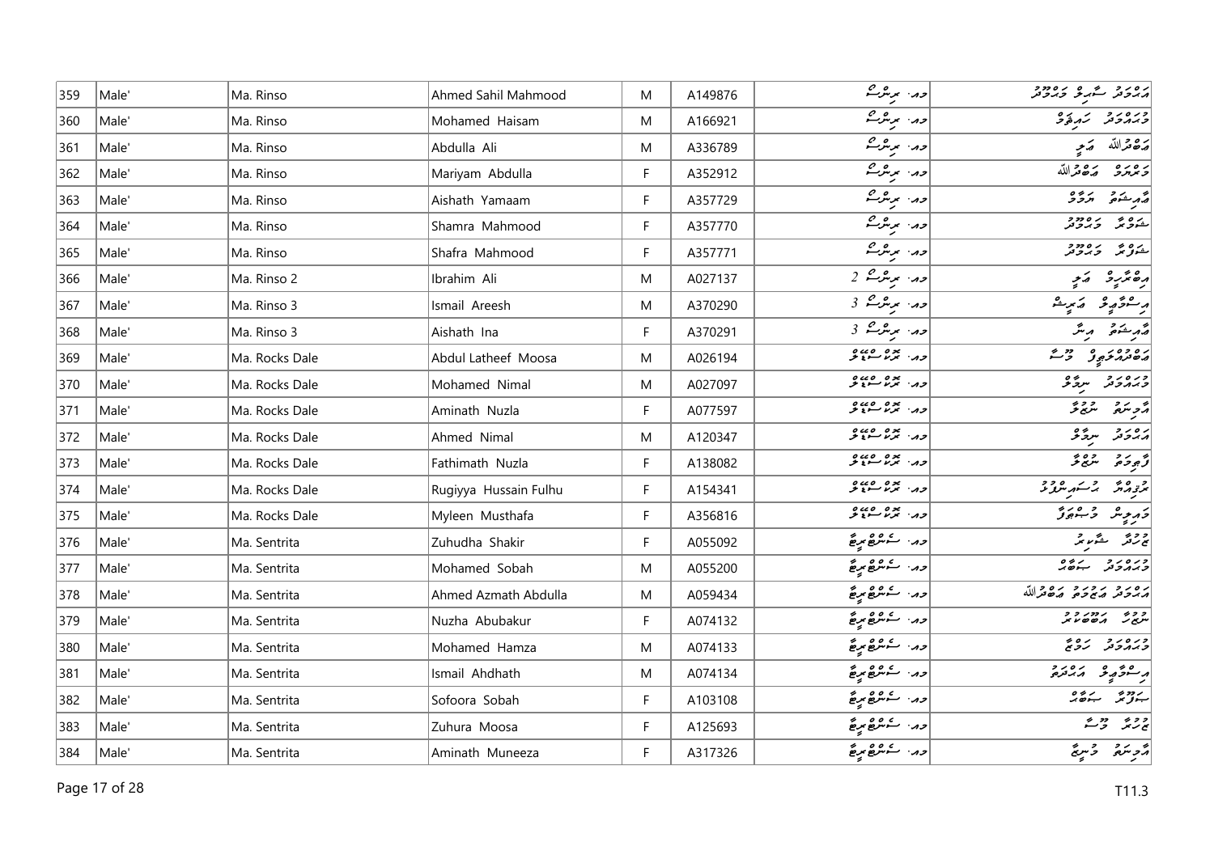| 359 | Male' | Ma. Rinso | Ahmed Sahil Mahmood | M | A149876 | މއ. ރިންސޯ | އަޙްމަދު ސާހިލް މަޙްމޫދު |
|---|---|---|---|---|---|---|---|
| 360 | Male' | Ma. Rinso | Mohamed Haisam | M | A166921 | މއ. ރިންސޯ | މުޙައްމަދު ހައިޘަމް |
| 361 | Male' | Ma. Rinso | Abdulla Ali | M | A336789 | މއ. ރިންސޯ | އަބްދުﷲ އަލި |
| 362 | Male' | Ma. Rinso | Mariyam Abdulla | F | A352912 | މއ. ރިންސޯ | މަރިޔަމް އަބްދުﷲ |
| 363 | Male' | Ma. Rinso | Aishath Yamaam | F | A357729 | މއ. ރިންސޯ | އައިޝަތު ޔަމާމް |
| 364 | Male' | Ma. Rinso | Shamra Mahmood | F | A357770 | މއ. ރިންސޯ | ޝަމްރާ މަޙްމޫދު |
| 365 | Male' | Ma. Rinso | Shafra Mahmood | F | A357771 | މއ. ރިންސޯ | ޝަފްރާ މަޙްމޫދު |
| 366 | Male' | Ma. Rinso 2 | Ibrahim Ali | M | A027137 | މއ. ރިންސޯ 2 | އިބްރާހީމް އަލި |
| 367 | Male' | Ma. Rinso 3 | Ismail Areesh | M | A370290 | މއ. ރިންސޯ 3 | އިސްމާއީލް އަރީޝް |
| 368 | Male' | Ma. Rinso 3 | Aishath Ina | F | A370291 | މއ. ރިންސޯ 3 | އައިޝަތު އިނާ |
| 369 | Male' | Ma. Rocks Dale | Abdul Latheef Moosa | M | A026194 | މއ. ރޮކްސްޑޭލް | އަބްދުއްލަޠީފު މޫސާ |
| 370 | Male' | Ma. Rocks Dale | Mohamed Nimal | M | A027097 | މއ. ރޮކްސްޑޭލް | މުޙައްމަދު ނިމާލް |
| 371 | Male' | Ma. Rocks Dale | Aminath Nuzla | F | A077597 | މއ. ރޮކްސްޑޭލް | އާމިނަތު ނުޒްލާ |
| 372 | Male' | Ma. Rocks Dale | Ahmed Nimal | M | A120347 | މއ. ރޮކްސްޑޭލް | އަޙްމަދު ނިމާލް |
| 373 | Male' | Ma. Rocks Dale | Fathimath Nuzla | F | A138082 | މއ. ރޮކްސްޑޭލް | ފާތިމަތު ނުޒްލާ |
| 374 | Male' | Ma. Rocks Dale | Rugiyya Hussain Fulhu | F | A154341 | މއ. ރޮކްސްޑޭލް | ރުގިއްޔާ ހުސައިންފުޅު |
| 375 | Male' | Ma. Rocks Dale | Myleen Musthafa | F | A356816 | މއ. ރޮކްސްޑޭލް | މައިލީން މުސްތަފާ |
| 376 | Male' | Ma. Sentrita | Zuhudha Shakir | F | A055092 | މއ. ސެންޓްރިޓާ | ޒުހުދާ ޝާކިރު |
| 377 | Male' | Ma. Sentrita | Mohamed Sobah | M | A055200 | މއ. ސެންޓްރިޓާ | މުޙައްމަދު ސަބާޙް |
| 378 | Male' | Ma. Sentrita | Ahmed Azmath Abdulla | M | A059434 | މއ. ސެންޓްރިޓާ | އަޙްމަދު އަޒްމަތު އަބްދުﷲ |
| 379 | Male' | Ma. Sentrita | Nuzha Abubakur | F | A074132 | މއ. ސެންޓްރިޓާ | ނުޒްހާ އަބޫބަކުރު |
| 380 | Male' | Ma. Sentrita | Mohamed Hamza | M | A074133 | މއ. ސެންޓްރިޓާ | މުޙައްމަދު ހަމްޒާ |
| 381 | Male' | Ma. Sentrita | Ismail Ahdhath | M | A074134 | މއ. ސެންޓްރިޓާ | އިސްމާއީލް އަޙްދަތު |
| 382 | Male' | Ma. Sentrita | Sofoora Sobah | F | A103108 | މއ. ސެންޓްރިޓާ | ސަފޫރާ ސަބާޙް |
| 383 | Male' | Ma. Sentrita | Zuhura Moosa | F | A125693 | މއ. ސެންޓްރިޓާ | ޒުހުރާ މޫސާ |
| 384 | Male' | Ma. Sentrita | Aminath Muneeza | F | A317326 | މއ. ސެންޓްރިޓާ | އާމިނަތު މުނީޒާ |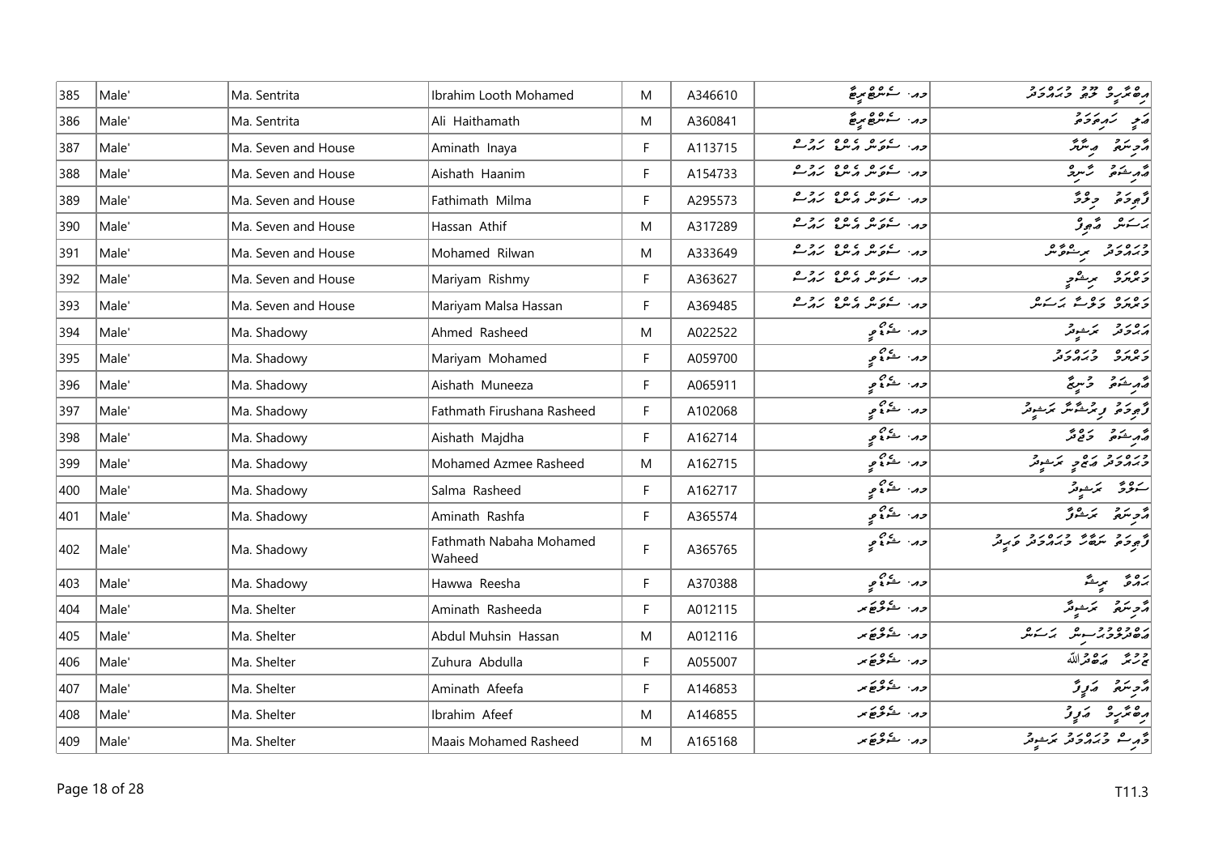| 385 | Male' | Ma. Sentrita | Ibrahim Looth Mohamed | M | A346610 | ގމ. ސެންޓްރިޓާ | އިބްރާހީމް ލޫތު މުޙައްމަދު |
|---|---|---|---|---|---|---|---|
| 386 | Male' | Ma. Sentrita | Ali Haithamath | M | A360841 | ގމ. ސެންޓްރިޓާ | އަލީ ހައިތަމަތު |
| 387 | Male' | Ma. Seven and House | Aminath Inaya | F | A113715 | ގމ. ސެވަން އެންޑް ހައުސް | އާމިނަތު އިނާޔާ |
| 388 | Male' | Ma. Seven and House | Aishath Haanim | F | A154733 | ގމ. ސެވަން އެންޑް ހައުސް | އާއިޝަތު ހާނިމް |
| 389 | Male' | Ma. Seven and House | Fathimath Milma | F | A295573 | ގމ. ސެވަން އެންޑް ހައުސް | ފާތިމަތު މިލްމާ |
| 390 | Male' | Ma. Seven and House | Hassan Athif | M | A317289 | ގމ. ސެވަން އެންޑް ހައުސް | ހަސަން އާތިފު |
| 391 | Male' | Ma. Seven and House | Mohamed Rilwan | M | A333649 | ގމ. ސެވަން އެންޑް ހައުސް | މުޙައްމަދު ރިލްވާން |
| 392 | Male' | Ma. Seven and House | Mariyam Rishmy | F | A363627 | ގމ. ސެވަން އެންޑް ހައުސް | މަރިޔަމް ރިޝްމީ |
| 393 | Male' | Ma. Seven and House | Mariyam Malsa Hassan | F | A369485 | ގމ. ސެވަން އެންޑް ހައުސް | މަރިޔަމް މަލްސާ ހަސަން |
| 394 | Male' | Ma. Shadowy | Ahmed Rasheed | M | A022522 | ގމ. ޝެޑޯވީ | އަޙްމަދު ރަޝީދު |
| 395 | Male' | Ma. Shadowy | Mariyam Mohamed | F | A059700 | ގމ. ޝެޑޯވީ | މަރިޔަމް މުޙައްމަދު |
| 396 | Male' | Ma. Shadowy | Aishath Muneeza | F | A065911 | ގމ. ޝެޑޯވީ | އާއިޝަތު މުނީޒާ |
| 397 | Male' | Ma. Shadowy | Fathmath Firushana Rasheed | F | A102068 | ގމ. ޝެޑޯވީ | ފާތިމަތު ފިރުޝާނާ ރަޝީދު |
| 398 | Male' | Ma. Shadowy | Aishath Majdha | F | A162714 | ގމ. ޝެޑޯވީ | އާއިޝަތު މަޖްދާ |
| 399 | Male' | Ma. Shadowy | Mohamed Azmee Rasheed | M | A162715 | ގމ. ޝެޑޯވީ | މުޙައްމަދު އަޒްމީ ރަޝީދު |
| 400 | Male' | Ma. Shadowy | Salma Rasheed | F | A162717 | ގމ. ޝެޑޯވީ | ސަލްމާ ރަޝީދު |
| 401 | Male' | Ma. Shadowy | Aminath Rashfa | F | A365574 | ގމ. ޝެޑޯވީ | އާމިނަތު ރަޝްފާ |
| 402 | Male' | Ma. Shadowy | Fathmath Nabaha Mohamed Waheed | F | A365765 | ގމ. ޝެޑޯވީ | ފާތިމަތު ނަބާހާ މުޙައްމަދު ވަޙީދު |
| 403 | Male' | Ma. Shadowy | Hawwa Reesha | F | A370388 | ގމ. ޝެޑޯވީ | ހައްވާ ރީޝާ |
| 404 | Male' | Ma. Shelter | Aminath Rasheeda | F | A012115 | ގމ. ޝެލްޓަރ | އާމިނަތު ރަޝީދާ |
| 405 | Male' | Ma. Shelter | Abdul Muhsin Hassan | M | A012116 | ގމ. ޝެލްޓަރ | އަބްދުލްމުޙްސިން ހަސަން |
| 406 | Male' | Ma. Shelter | Zuhura Abdulla | F | A055007 | ގމ. ޝެލްޓަރ | ޒުހުރާ އަބްދުﷲ |
| 407 | Male' | Ma. Shelter | Aminath Afeefa | F | A146853 | ގމ. ޝެލްޓަރ | އާމިނަތު އަފީފާ |
| 408 | Male' | Ma. Shelter | Ibrahim Afeef | M | A146855 | ގމ. ޝެލްޓަރ | އިބްރާހީމް އަފީފު |
| 409 | Male' | Ma. Shelter | Maais Mohamed Rasheed | M | A165168 | ގމ. ޝެލްޓަރ | މާއިސް މުޙައްމަދު ރަޝީދު |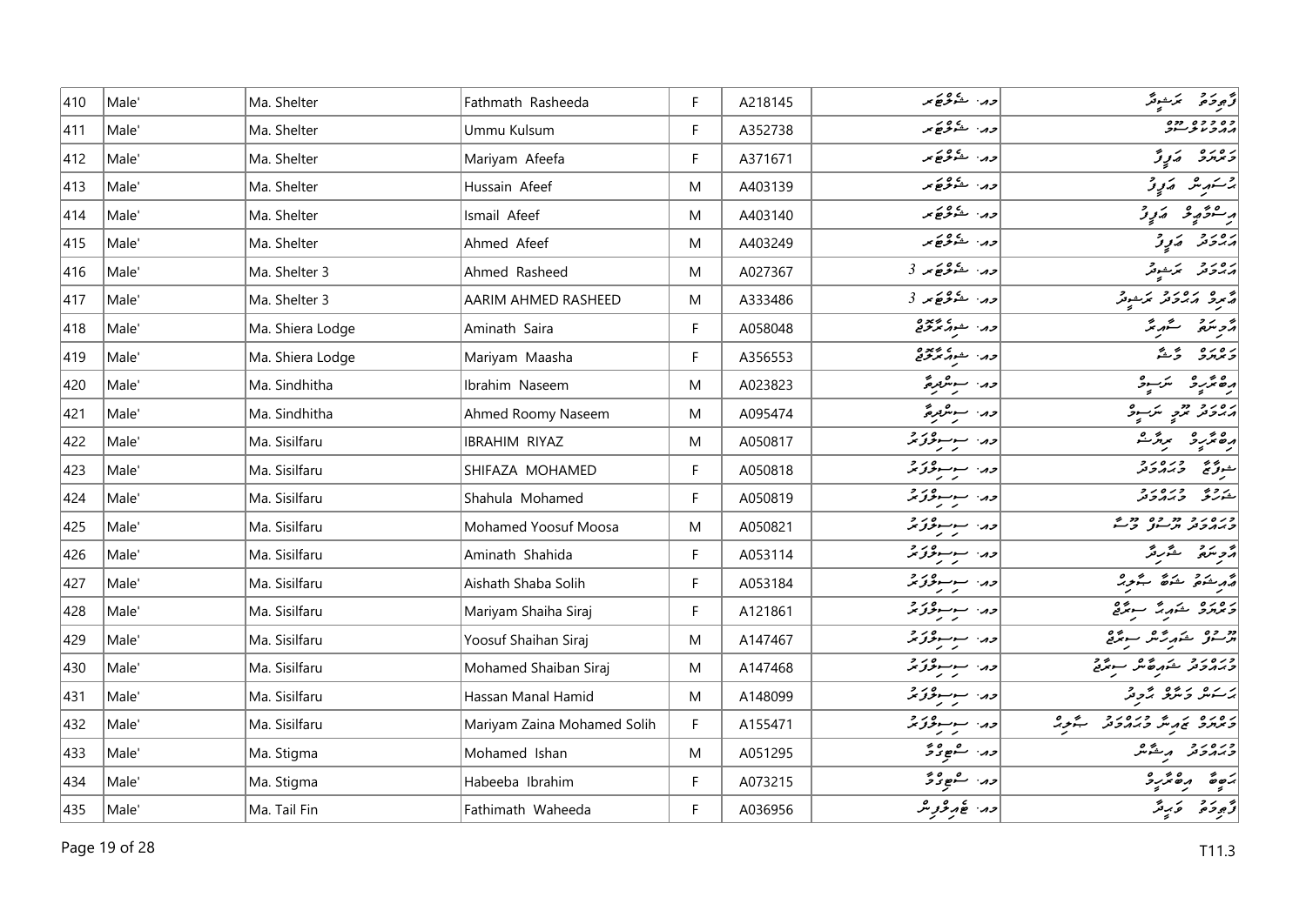| 410 | Male' | Ma. Shelter | Fathmath Rasheeda | F | A218145 | މއ. ޝެލްޓަރ | ފާތިމަތު ރަޝީދާ |
|---|---|---|---|---|---|---|---|
| 411 | Male' | Ma. Shelter | Ummu Kulsum | F | A352738 | މއ. ޝެލްޓަރ | އުއްމުކުލްސޫމް |
| 412 | Male' | Ma. Shelter | Mariyam Afeefa | F | A371671 | މއ. ޝެލްޓަރ | މަރިޔަމް އަފީފާ |
| 413 | Male' | Ma. Shelter | Hussain Afeef | M | A403139 | މއ. ޝެލްޓަރ | ހުސައިން އަފީފް |
| 414 | Male' | Ma. Shelter | Ismail Afeef | M | A403140 | މއ. ޝެލްޓަރ | އިސްމާއީލް އަފީފް |
| 415 | Male' | Ma. Shelter | Ahmed Afeef | M | A403249 | މއ. ޝެލްޓަރ | އަހްމަދު އަފީފް |
| 416 | Male' | Ma. Shelter 3 | Ahmed Rasheed | M | A027367 | މއ. ޝެލްޓަރ 3 | އަހްމަދު ރަޝީދު |
| 417 | Male' | Ma. Shelter 3 | AARIM AHMED RASHEED | M | A333486 | މއ. ޝެލްޓަރ 3 | އާރިމް އަހްމަދު ރަޝީދު |
| 418 | Male' | Ma. Shiera Lodge | Aminath Saira | F | A058048 | މއ. ޝިއަރާލޮޖް | އާމިނަތު ސާއިރާ |
| 419 | Male' | Ma. Shiera Lodge | Mariyam Maasha | F | A356553 | މއ. ޝިއަރާލޮޖް | މަރިޔަމް މާޝާ |
| 420 | Male' | Ma. Sindhitha | Ibrahim Naseem | M | A023823 | މއ. ސިންދިތާ | އިބްރާހީމް ނަސީމް |
| 421 | Male' | Ma. Sindhitha | Ahmed Roomy Naseem | M | A095474 | މއ. ސިންދިތާ | އަހްމަދު ރޫމީ ނަސީމް |
| 422 | Male' | Ma. Sisilfaru | IBRAHIM RIYAZ | M | A050817 | މއ. ސިސިލްފަރު | އިބްރާހީމް ރިޔާޒް |
| 423 | Male' | Ma. Sisilfaru | SHIFAZA MOHAMED | F | A050818 | މއ. ސިސިލްފަރު | ޝިފާޒާ މުހައްމަދު |
| 424 | Male' | Ma. Sisilfaru | Shahula Mohamed | F | A050819 | މއ. ސިސިލްފަރު | ޝަހުލާ މުހައްމަދު |
| 425 | Male' | Ma. Sisilfaru | Mohamed Yoosuf Moosa | M | A050821 | މއ. ސިސިލްފަރު | މުހައްމަދު ޔޫސުފް މޫސާ |
| 426 | Male' | Ma. Sisilfaru | Aminath Shahida | F | A053114 | މއ. ސިސިލްފަރު | އާމިނަތު ޝާހިދާ |
| 427 | Male' | Ma. Sisilfaru | Aishath Shaba Solih | F | A053184 | މއ. ސިސިލްފަރު | އާއިޝަތު ޝަބާ ޞާލިހް |
| 428 | Male' | Ma. Sisilfaru | Mariyam Shaiha Siraj | F | A121861 | މއ. ސިސިލްފަރު | މަރިޔަމް ޝައިހާ ސިރާޖް |
| 429 | Male' | Ma. Sisilfaru | Yoosuf Shaihan Siraj | M | A147467 | މއ. ސިސިލްފަރު | ޔޫސުފް ޝައިހާން ސިރާޖް |
| 430 | Male' | Ma. Sisilfaru | Mohamed Shaiban Siraj | M | A147468 | މއ. ސިސިލްފަރު | މުހައްމަދު ޝައިބާން ސިރާޖް |
| 431 | Male' | Ma. Sisilfaru | Hassan Manal Hamid | M | A148099 | މއ. ސިސިލްފަރު | ހަސަން މަނާލް ހާމިދު |
| 432 | Male' | Ma. Sisilfaru | Mariyam Zaina Mohamed Solih | F | A155471 | މއ. ސިސިލްފަރު | މަރިޔަމް ޒައިނާ މުހައްމަދު ޞާލިހް |
| 433 | Male' | Ma. Stigma | Mohamed Ishan | M | A051295 | މއ. ސްޓިގްމާ | މުހައްމަދު އިޝާން |
| 434 | Male' | Ma. Stigma | Habeeba Ibrahim | F | A073215 | މއ. ސްޓިގްމާ | ހަބީބާ އިބްރާހީމް |
| 435 | Male' | Ma. Tail Fin | Fathimath Waheeda | F | A036956 | މއ. ޓެއިލްފިން | ފާތިމަތު ވަހީދާ |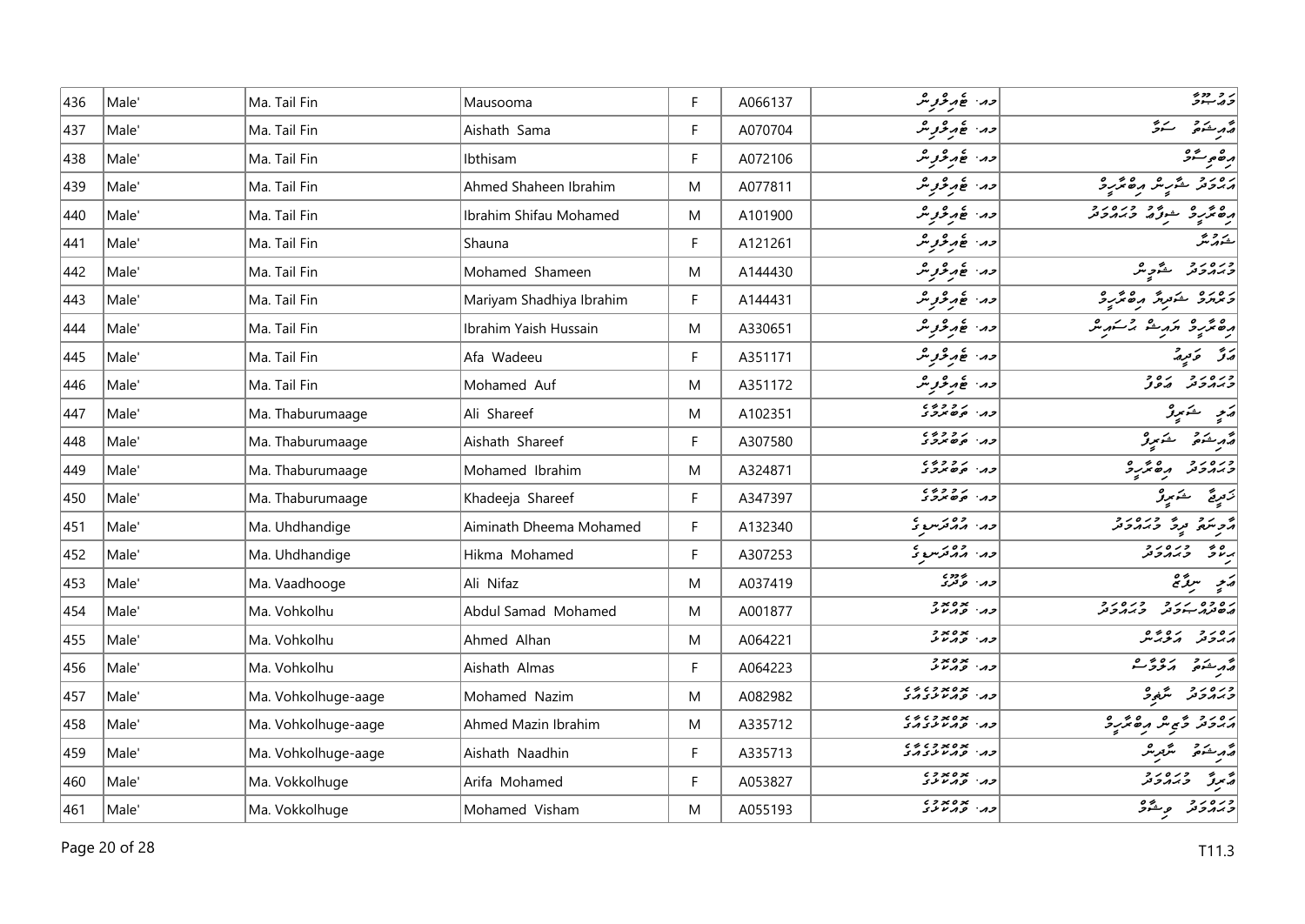| 436 | Male' | Ma. Tail Fin | Mausooma | F | A066137 | މއ. ޓެއިލްފިން | މައުސޫމާ |
|---|---|---|---|---|---|---|---|
| 437 | Male' | Ma. Tail Fin | Aishath Sama | F | A070704 | މއ. ޓެއިލްފިން | އާއިޝަތު ސަމާ |
| 438 | Male' | Ma. Tail Fin | Ibthisam | F | A072106 | މއ. ޓެއިލްފިން | އިބްތިސާމް |
| 439 | Male' | Ma. Tail Fin | Ahmed Shaheen Ibrahim | M | A077811 | މއ. ޓެއިލްފިން | އަޙްމަދު ޝާހީން އިބްރާހީމް |
| 440 | Male' | Ma. Tail Fin | Ibrahim Shifau Mohamed | M | A101900 | މއ. ޓެއިލްފިން | އިބްރާހީމް ޝިފާއު މުޙައްމަދު |
| 441 | Male' | Ma. Tail Fin | Shauna | F | A121261 | މއ. ޓެއިލްފިން | ޝައުނާ |
| 442 | Male' | Ma. Tail Fin | Mohamed Shameen | M | A144430 | މއ. ޓެއިލްފިން | މުޙައްމަދު ޝާމީން |
| 443 | Male' | Ma. Tail Fin | Mariyam Shadhiya Ibrahim | F | A144431 | މއ. ޓެއިލްފިން | މަރިޔަމް ޝަދިޔާ އިބްރާހީމް |
| 444 | Male' | Ma. Tail Fin | Ibrahim Yaish Hussain | M | A330651 | މއ. ޓެއިލްފިން | އިބްރާހީމް ޔައިޝް ހުސައިން |
| 445 | Male' | Ma. Tail Fin | Afa Wadeeu | F | A351171 | މއ. ޓެއިލްފިން | އަފާ ވަދީއު |
| 446 | Male' | Ma. Tail Fin | Mohamed Auf | M | A351172 | މއ. ޓެއިލްފިން | މުޙައްމަދު އައުފް |
| 447 | Male' | Ma. Thaburumaage | Ali Shareef | M | A102351 | މއ. ތަބުރުމާގެ | އަލި ޝަރީފް |
| 448 | Male' | Ma. Thaburumaage | Aishath Shareef | F | A307580 | މއ. ތަބުރުމާގެ | އާއިޝަތު ޝަރީފް |
| 449 | Male' | Ma. Thaburumaage | Mohamed Ibrahim | M | A324871 | މއ. ތަބުރުމާގެ | މުޙައްމަދު އިބްރާހީމް |
| 450 | Male' | Ma. Thaburumaage | Khadeeja Shareef | F | A347397 | މއ. ތަބުރުމާގެ | ޚަދީޖާ ޝަރީފް |
| 451 | Male' | Ma. Uhdhandige | Aiminath Dheema Mohamed | F | A132340 | މއ. އުއްދަންދިގެ | އާމިނަތު ދީމާ މުޙައްމަދު |
| 452 | Male' | Ma. Uhdhandige | Hikma Mohamed | F | A307253 | މއ. އުއްދަންދިގެ | ހިކުމާ މުޙައްމަދު |
| 453 | Male' | Ma. Vaadhooge | Ali Nifaz | M | A037419 | މއ. ވާދޫގެ | އަލި ނިފާޒް |
| 454 | Male' | Ma. Vohkolhu | Abdul Samad Mohamed | M | A001877 | މއ. ވޮއްކޮޅު | އަބްދުލްސަމަދު މުޙައްމަދު |
| 455 | Male' | Ma. Vohkolhu | Ahmed Alhan | M | A064221 | މއ. ވޮއްކޮޅު | އަޙްމަދު އަލްހާން |
| 456 | Male' | Ma. Vohkolhu | Aishath Almas | F | A064223 | މއ. ވޮއްކޮޅު | އާއިޝަތު އަލްމާސް |
| 457 | Male' | Ma. Vohkolhuge-aage | Mohamed Nazim | M | A082982 | މއ. ވޮއްކޮޅުގެއާގެ | މުޙައްމަދު ނާޒިމް |
| 458 | Male' | Ma. Vohkolhuge-aage | Ahmed Mazin Ibrahim | M | A335712 | މއ. ވޮއްކޮޅުގެއާގެ | އަޙްމަދު މާޒިން އިބްރާހީމް |
| 459 | Male' | Ma. Vohkolhuge-aage | Aishath Naadhin | F | A335713 | މއ. ވޮއްކޮޅުގެއާގެ | އާއިޝަތު ނާދިން |
| 460 | Male' | Ma. Vokkolhuge | Arifa Mohamed | F | A053827 | މއ. ވޮއްކޮޅުގެ | އާރިފާ މުޙައްމަދު |
| 461 | Male' | Ma. Vokkolhuge | Mohamed Visham | M | A055193 | މއ. ވޮއްކޮޅުގެ | މުޙައްމަދު ވިޝާމް |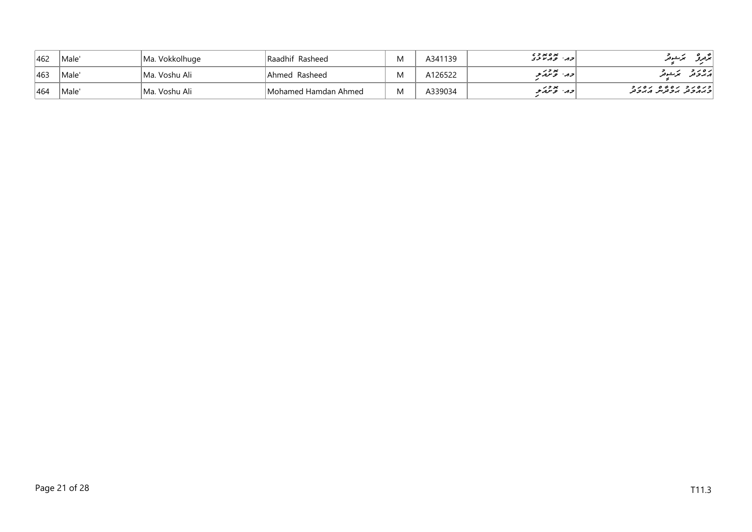| 462 | Male' | Ma. Vokkolhuge | Raadhif Rasheed | M | A341139 | މއ. ވޮއްކޮޅުގެ | ރާދިފް ރަޝީދު |
|---|---|---|---|---|---|---|---|
| 463 | Male' | Ma. Voshu Ali | Ahmed Rasheed | M | A126522 | މއ. ވޮށުއަލި | އަޙްމަދު ރަޝީދު |
| 464 | Male' | Ma. Voshu Ali | Mohamed Hamdan Ahmed | M | A339034 | މއ. ވޮށުއަލި | މުޙައްމަދު ހަމްދާން އަޙްމަދު |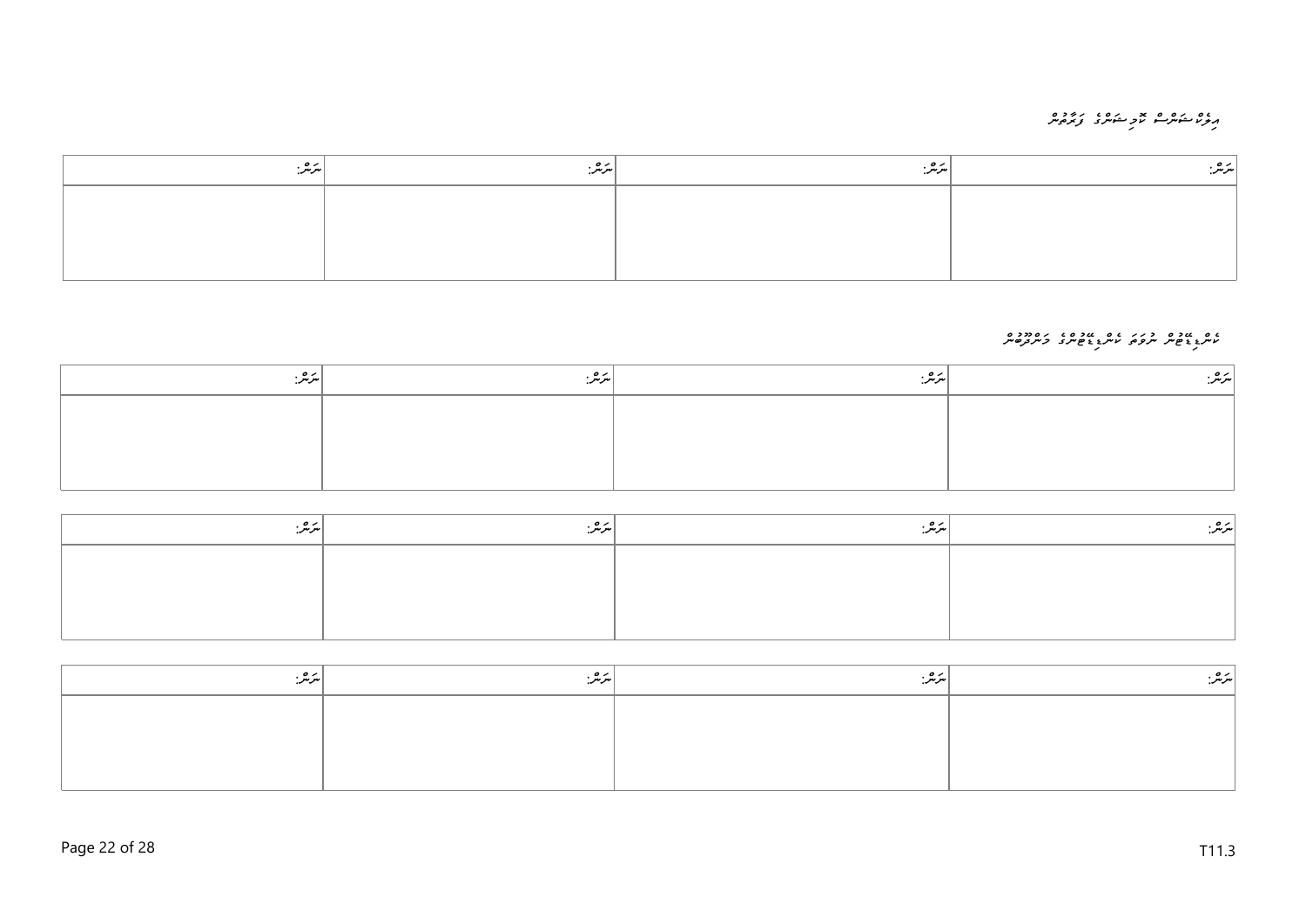## ރިޕޯޓް ސަންސް ކޮމިޝަންގެ ފަރާތުން

| ނަން: | ނަން: | ނަން: | ނަން: |
|---|---|---|---|
| | | | |

## ކުންފުނީގެ ނުވަތަ ކުންފުނީގެ މަސްދޫގެ

| ނަން: | ނަން: | ނަން: | ނަން: |
|---|---|---|---|
| | | | |

| ނަން: | ނަން: | ނަން: | ނަން: |
|---|---|---|---|
| | | | |

| ނަން: | ނަން: | ނަން: | ނަން: |
|---|---|---|---|
| | | | |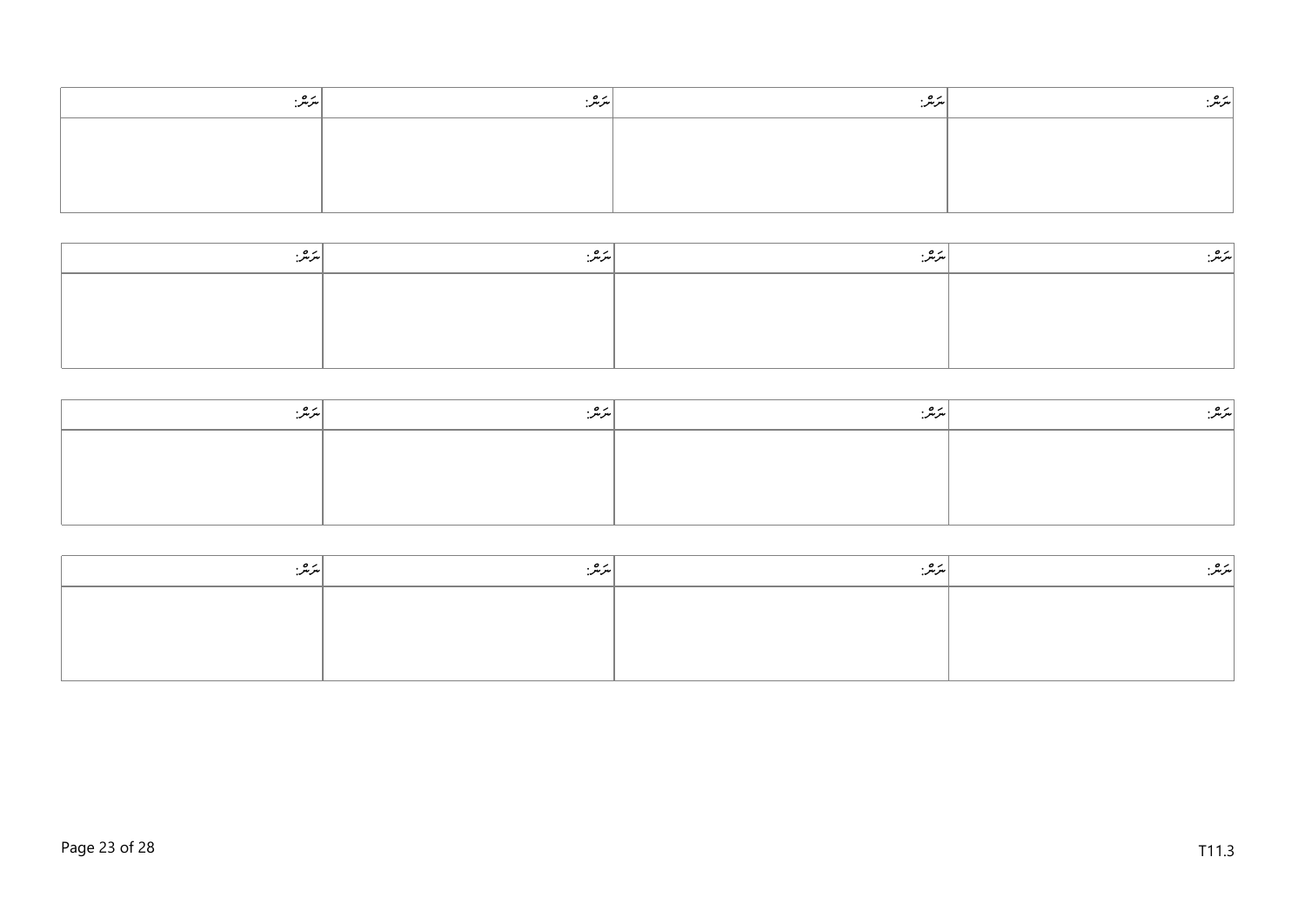| ނަރުތު: | ނަރުތު: | ނަރުތު: | ނަރުތު: |
|---|---|---|---|
| | | | |

| ނަރުތު: | ނަރުތު: | ނަރުތު: | ނަރުތު: |
|---|---|---|---|
| | | | |

| ނަރުތު: | ނަރުތު: | ނަރުތު: | ނަރުތު: |
|---|---|---|---|
| | | | |

| ނަރުތު: | ނަރުތު: | ނަރުތު: | ނަރުތު: |
|---|---|---|---|
| | | | |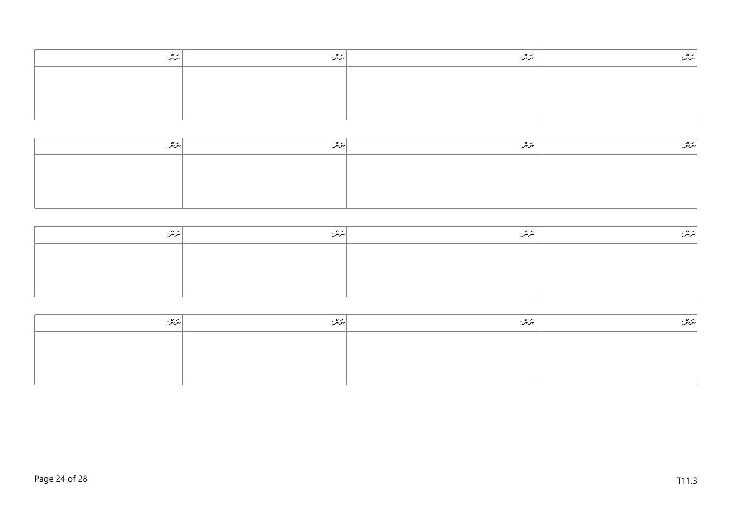| ނަންބަރ: | ނަންބަރ: | ނަންބަރ: | ނަންބަރ: |
| --- | --- | --- | --- |
| | | | |

| ނަންބަރ: | ނަންބަރ: | ނަންބަރ: | ނަންބަރ: |
| --- | --- | --- | --- |
| | | | |

| ނަންބަރ: | ނަންބަރ: | ނަންބަރ: | ނަންބަރ: |
| --- | --- | --- | --- |
| | | | |

| ނަންބަރ: | ނަންބަރ: | ނަންބަރ: | ނަންބަރ: |
| --- | --- | --- | --- |
| | | | |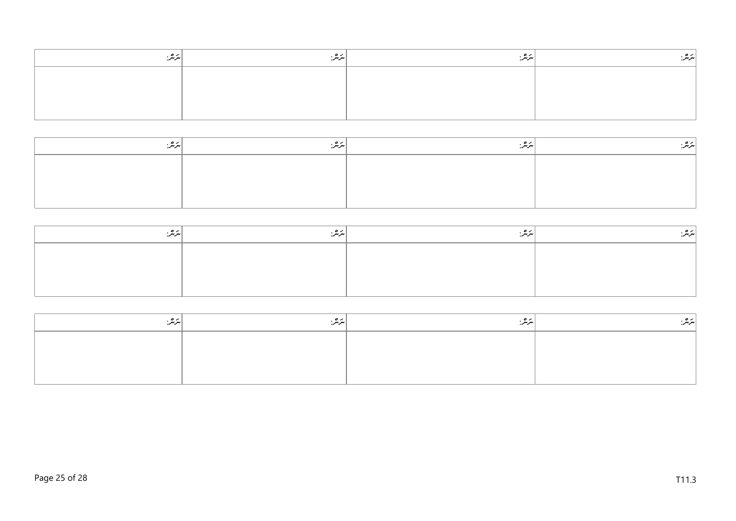| ނަރަދު: | ނަރަދު: | ނަރަދު: | ނަރަދު: |
| --- | --- | --- | --- |
| | | | |

| ނަރަދު: | ނަރަދު: | ނަރަދު: | ނަރަދު: |
| --- | --- | --- | --- |
| | | | |

| ނަރަދު: | ނަރަދު: | ނަރަދު: | ނަރަދު: |
| --- | --- | --- | --- |
| | | | |

| ނަރަދު: | ނަރަދު: | ނަރަދު: | ނަރަދު: |
| --- | --- | --- | --- |
| | | | |

T11.3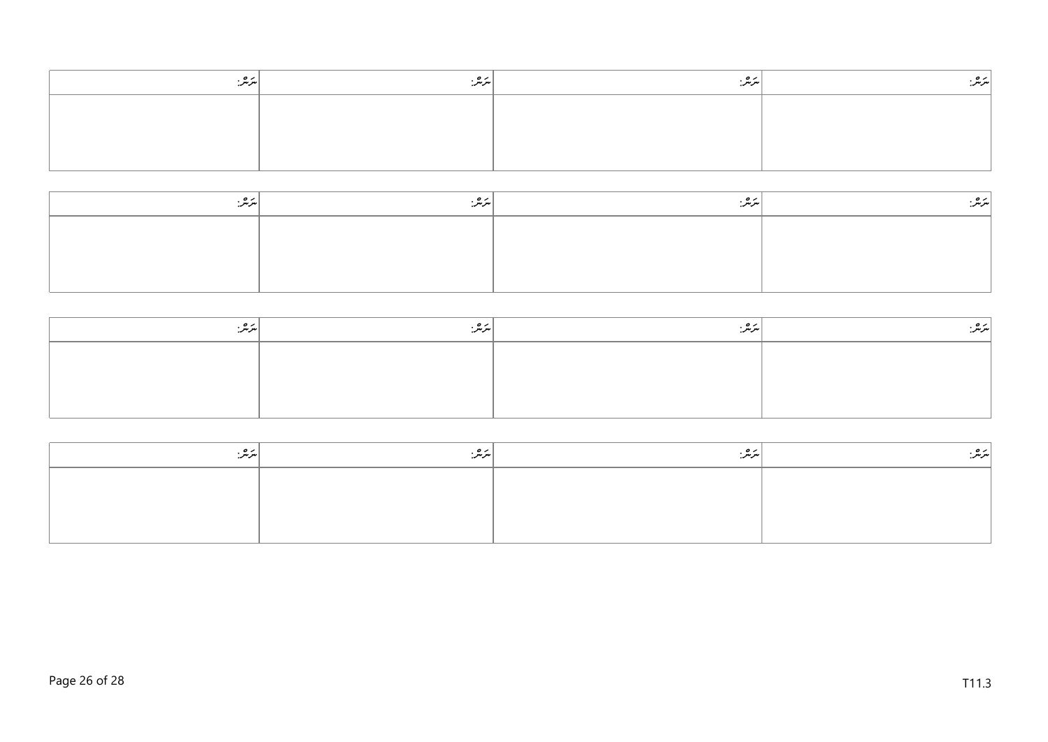| ނަރަބް: | ނަރަބް: | ނަރަބް: | ނަރަބް: |
| --- | --- | --- | --- |
| | | | |

| ނަރަބް: | ނަރަބް: | ނަރަބް: | ނަރަބް: |
| --- | --- | --- | --- |
| | | | |

| ނަރަބް: | ނަރަބް: | ނަރަބް: | ނަރަބް: |
| --- | --- | --- | --- |
| | | | |

| ނަރަބް: | ނަރަބް: | ނަރަބް: | ނަރަބް: |
| --- | --- | --- | --- |
| | | | |

T11.3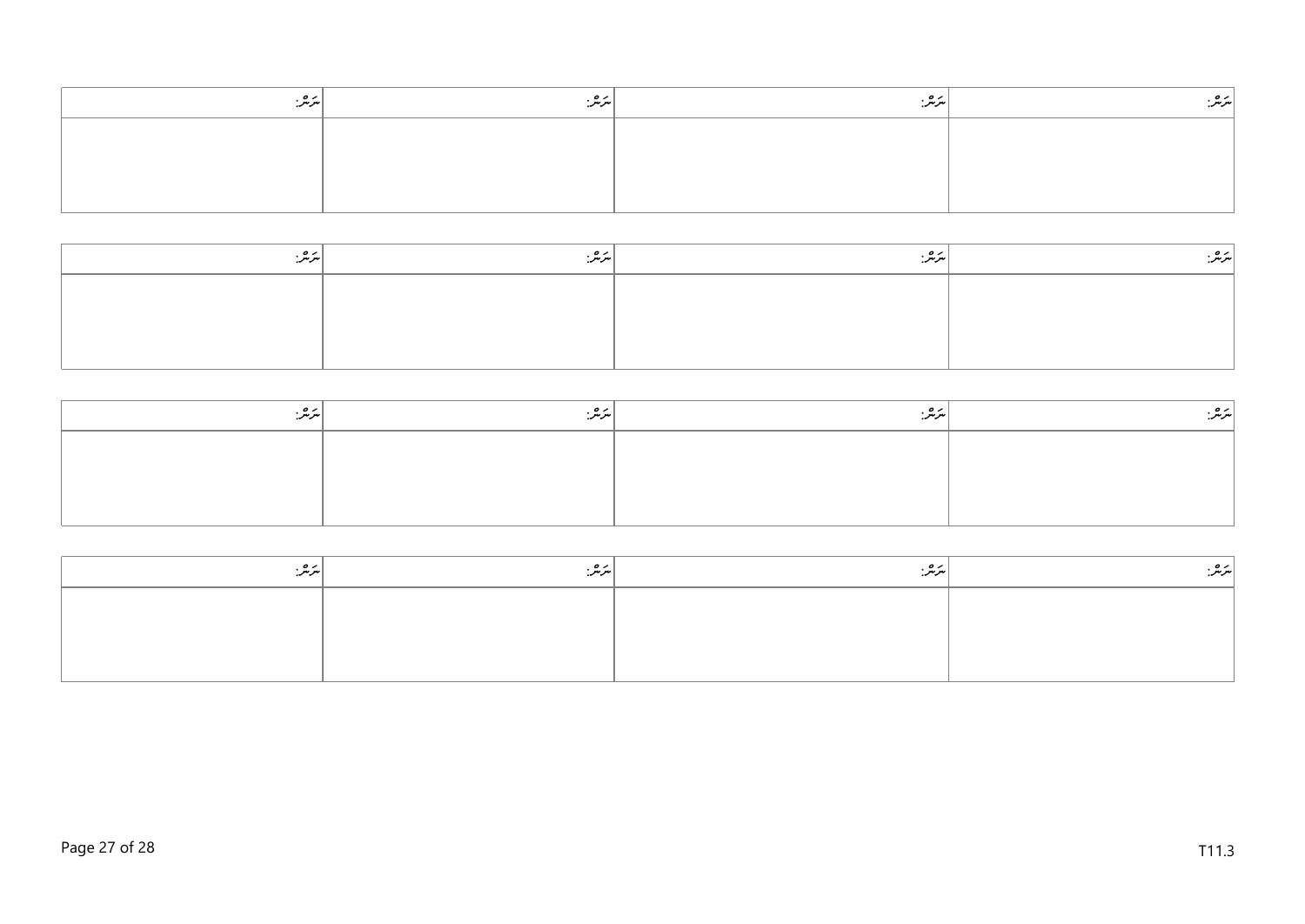| ނަންބަރު: | ނަންބަރު: | ނަންބަރު: | ނަންބަރު: |
|---|---|---|---|
| | | | |

| ނަންބަރު: | ނަންބަރު: | ނަންބަރު: | ނަންބަރު: |
|---|---|---|---|
| | | | |

| ނަންބަރު: | ނަންބަރު: | ނަންބަރު: | ނަންބަރު: |
|---|---|---|---|
| | | | |

| ނަންބަރު: | ނަންބަރު: | ނަންބަރު: | ނަންބަރު: |
|---|---|---|---|
| | | | |

T11.3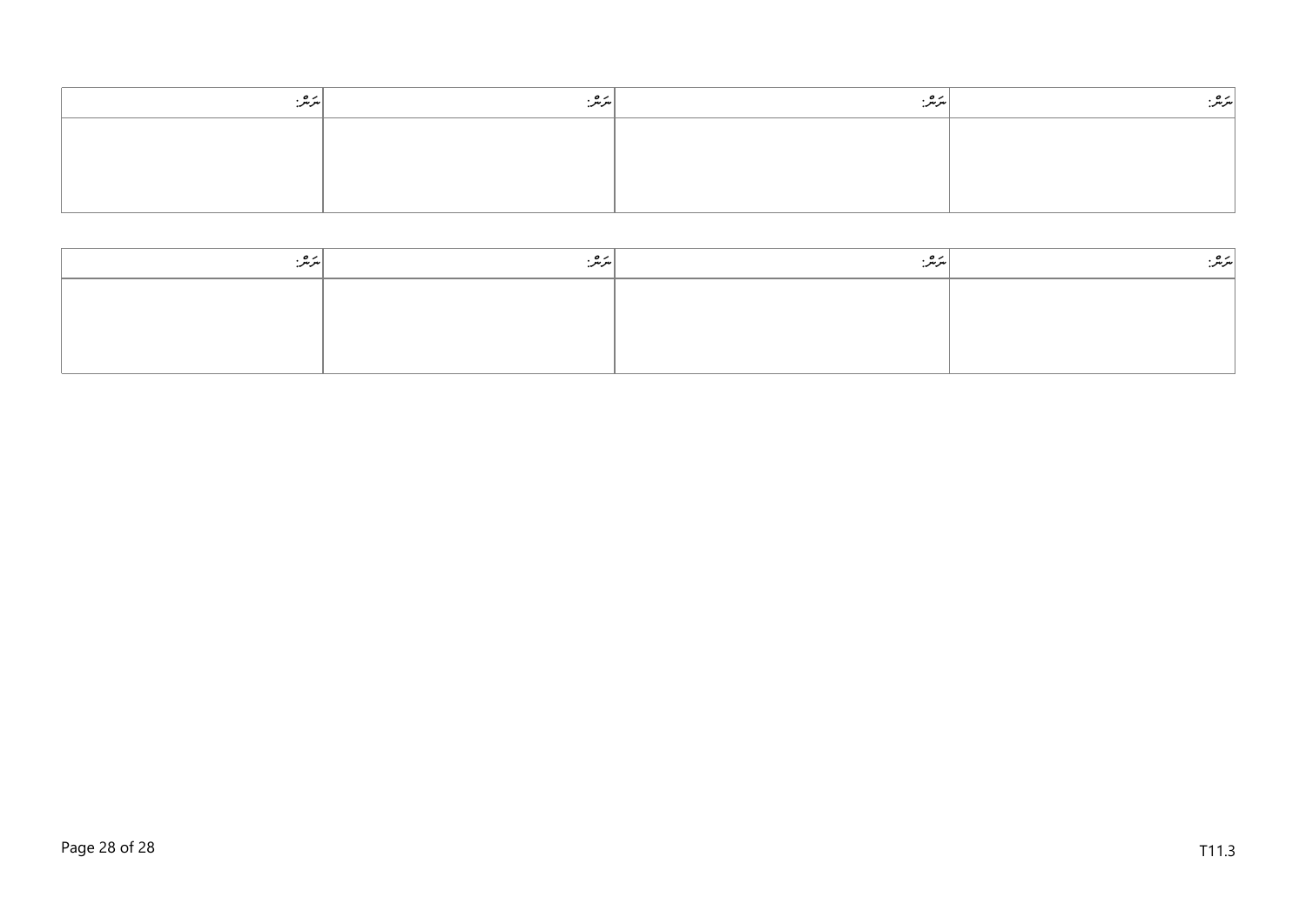| ނަރަށް: | ނަރަށް: | ނަރަށް: | ނަރަށް: |
| --- | --- | --- | --- |
| | | | |

| ނަރަށް: | ނަރަށް: | ނަރަށް: | ނަރަށް: |
| --- | --- | --- | --- |
| | | | |

T11.3